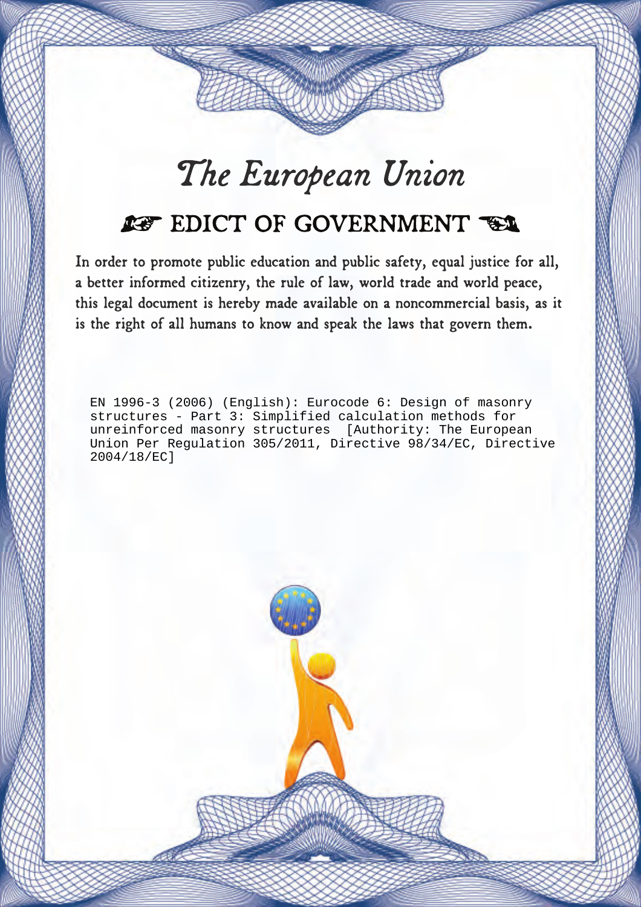# The European Union

## ☞ EDICT OF GOVERNMENT ☜

In order to promote public education and public safety, equal justice for all, a better informed citizenry, the rule of law, world trade and world peace, this legal document is hereby made available on a noncommercial basis, as it is the right of all humans to know and speak the laws that govern them.

EN 1996-3 (2006) (English): Eurocode 6: Design of masonry structures - Part 3: Simplified calculation methods for unreinforced masonry structures [Authority: The European Union Per Regulation 305/2011, Directive 98/34/EC, Directive 2004/18/EC]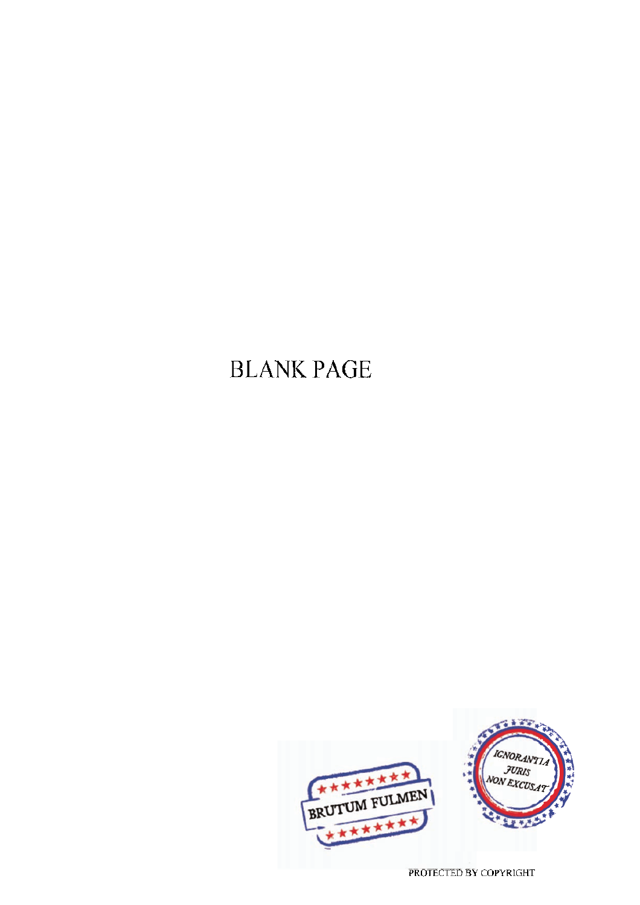BLANK PAGE

BRUTUM FULMEN

IGNORANTIA JURIS NON EXCUSAT

PROTECTED BY COPYRIGHT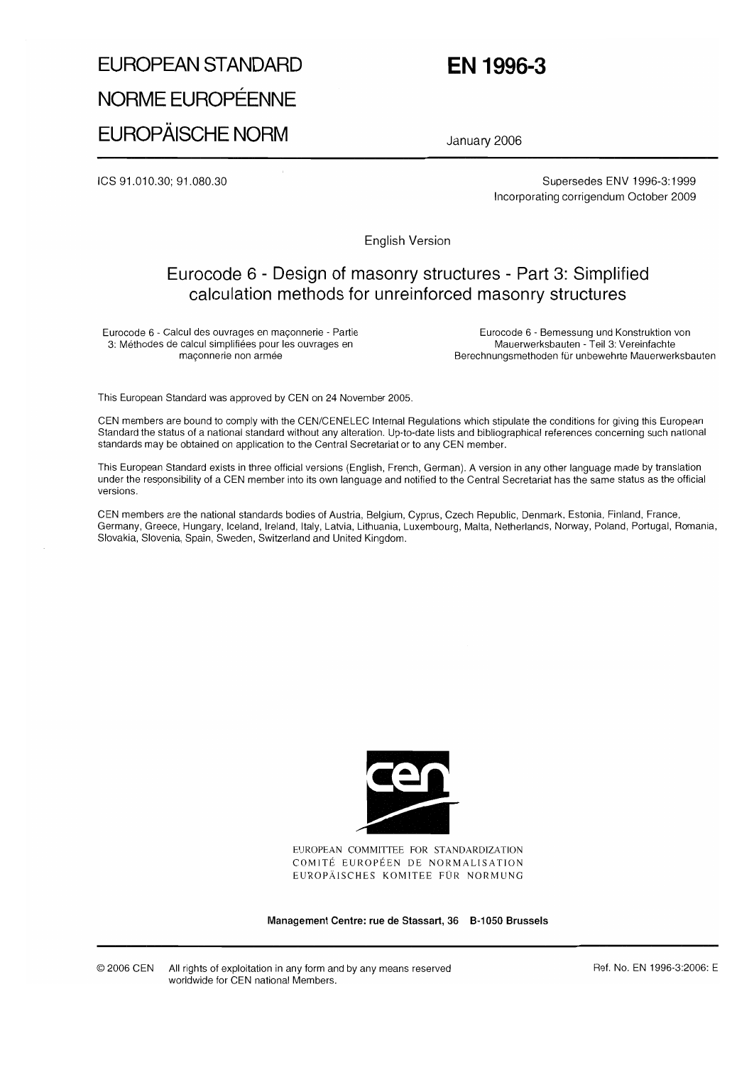# EUROPEAN STANDARD
# NORME EUROPÉENNE
# EUROPÄISCHE NORM

# EN 1996-3

January 2006

ICS 91.010.30; 91.080.30

Supersedes ENV 1996-3:1999
Incorporating corrigendum October 2009

English Version

## Eurocode 6 - Design of masonry structures - Part 3: Simplified calculation methods for unreinforced masonry structures

Eurocode 6 - Calcul des ouvrages en maçonnerie - Partie 3: Méthodes de calcul simplifiées pour les ouvrages en maçonnerie non armée

Eurocode 6 - Bemessung und Konstruktion von Mauerwerksbauten - Teil 3: Vereinfachte Berechnungsmethoden für unbewehrte Mauerwerksbauten

This European Standard was approved by CEN on 24 November 2005.

CEN members are bound to comply with the CEN/CENELEC Internal Regulations which stipulate the conditions for giving this European Standard the status of a national standard without any alteration. Up-to-date lists and bibliographical references concerning such national standards may be obtained on application to the Central Secretariat or to any CEN member.

This European Standard exists in three official versions (English, French, German). A version in any other language made by translation under the responsibility of a CEN member into its own language and notified to the Central Secretariat has the same status as the official versions.

CEN members are the national standards bodies of Austria, Belgium, Cyprus, Czech Republic, Denmark, Estonia, Finland, France, Germany, Greece, Hungary, Iceland, Ireland, Italy, Latvia, Lithuania, Luxembourg, Malta, Netherlands, Norway, Poland, Portugal, Romania, Slovakia, Slovenia, Spain, Sweden, Switzerland and United Kingdom.

EUROPEAN COMMITTEE FOR STANDARDIZATION
COMITÉ EUROPÉEN DE NORMALISATION
EUROPÄISCHES KOMITEE FÜR NORMUNG

**Management Centre: rue de Stassart, 36 B-1050 Brussels**

© 2006 CEN All rights of exploitation in any form and by any means reserved worldwide for CEN national Members.

Ref. No. EN 1996-3:2006: E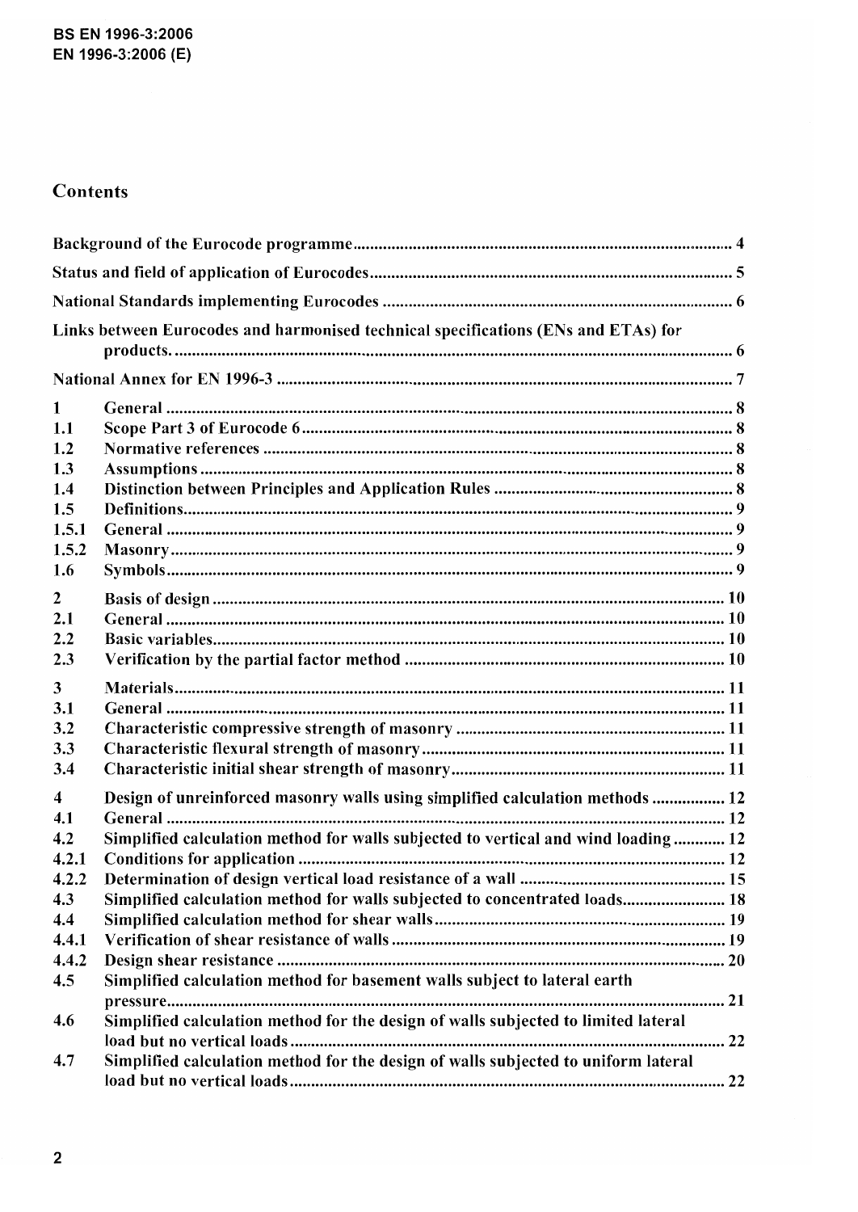## Contents

Background of the Eurocode programme .......... 4

Status and field of application of Eurocodes .......... 5

National Standards implementing Eurocodes .......... 6

Links between Eurocodes and harmonised technical specifications (ENs and ETAs) for products. .......... 6

National Annex for EN 1996-3 .......... 7

| | | |
|---|---|---|
| 1 | General | 8 |
| 1.1 | Scope Part 3 of Eurocode 6 | 8 |
| 1.2 | Normative references | 8 |
| 1.3 | Assumptions | 8 |
| 1.4 | Distinction between Principles and Application Rules | 8 |
| 1.5 | Definitions | 9 |
| 1.5.1 | General | 9 |
| 1.5.2 | Masonry | 9 |
| 1.6 | Symbols | 9 |
| 2 | Basis of design | 10 |
| 2.1 | General | 10 |
| 2.2 | Basic variables | 10 |
| 2.3 | Verification by the partial factor method | 10 |
| 3 | Materials | 11 |
| 3.1 | General | 11 |
| 3.2 | Characteristic compressive strength of masonry | 11 |
| 3.3 | Characteristic flexural strength of masonry | 11 |
| 3.4 | Characteristic initial shear strength of masonry | 11 |
| 4 | Design of unreinforced masonry walls using simplified calculation methods | 12 |
| 4.1 | General | 12 |
| 4.2 | Simplified calculation method for walls subjected to vertical and wind loading | 12 |
| 4.2.1 | Conditions for application | 12 |
| 4.2.2 | Determination of design vertical load resistance of a wall | 15 |
| 4.3 | Simplified calculation method for walls subjected to concentrated loads | 18 |
| 4.4 | Simplified calculation method for shear walls | 19 |
| 4.4.1 | Verification of shear resistance of walls | 19 |
| 4.4.2 | Design shear resistance | 20 |
| 4.5 | Simplified calculation method for basement walls subject to lateral earth pressure | 21 |
| 4.6 | Simplified calculation method for the design of walls subjected to limited lateral load but no vertical loads | 22 |
| 4.7 | Simplified calculation method for the design of walls subjected to uniform lateral load but no vertical loads | 22 |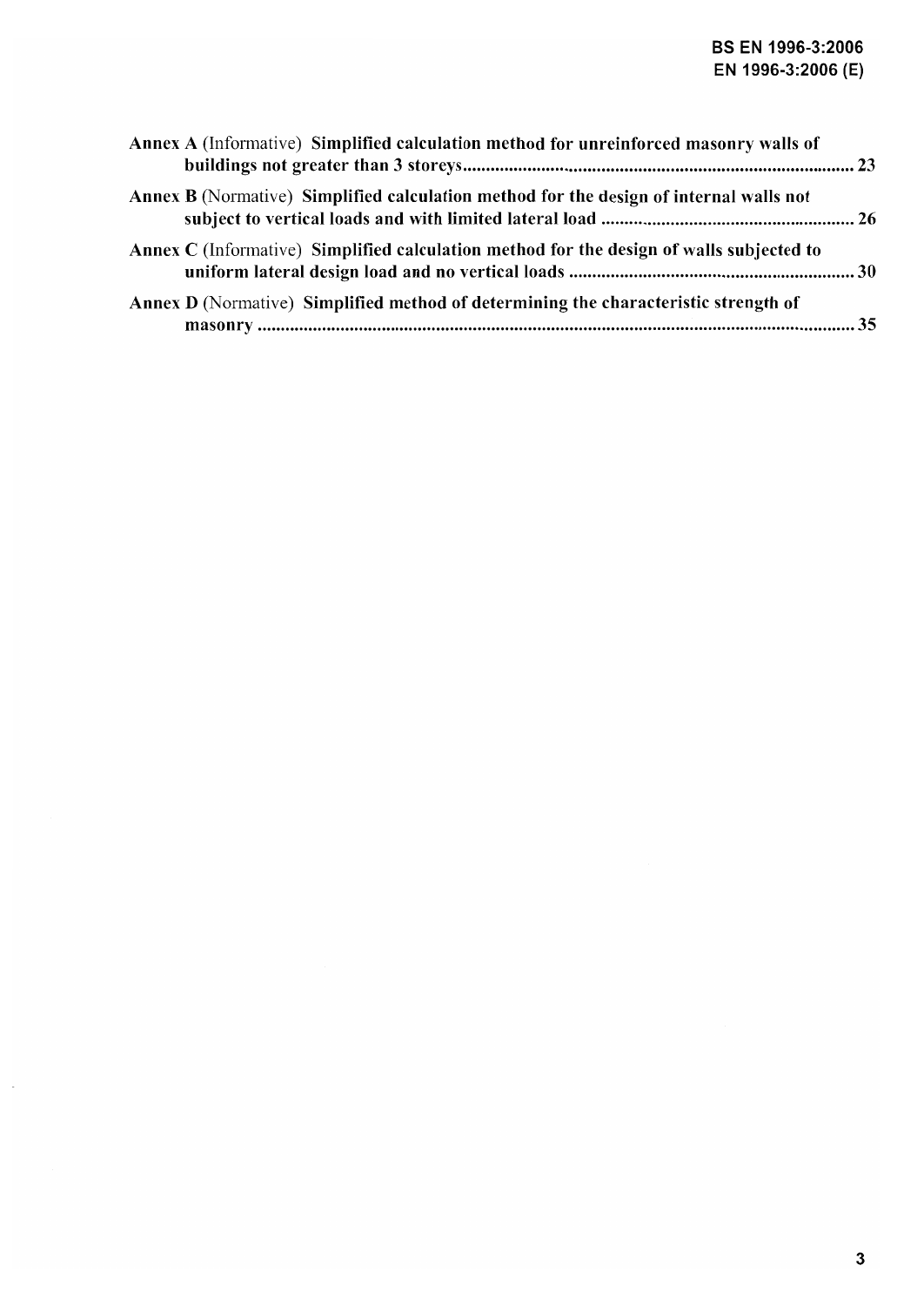**Annex A** (Informative) **Simplified calculation method for unreinforced masonry walls of buildings not greater than 3 storeys** ..................................................................................... 23

**Annex B** (Normative) **Simplified calculation method for the design of internal walls not subject to vertical loads and with limited lateral load** ........................................................ 26

**Annex C** (Informative) **Simplified calculation method for the design of walls subjected to uniform lateral design load and no vertical loads** ............................................................ 30

**Annex D** (Normative) **Simplified method of determining the characteristic strength of masonry** ................................................................................................................................ 35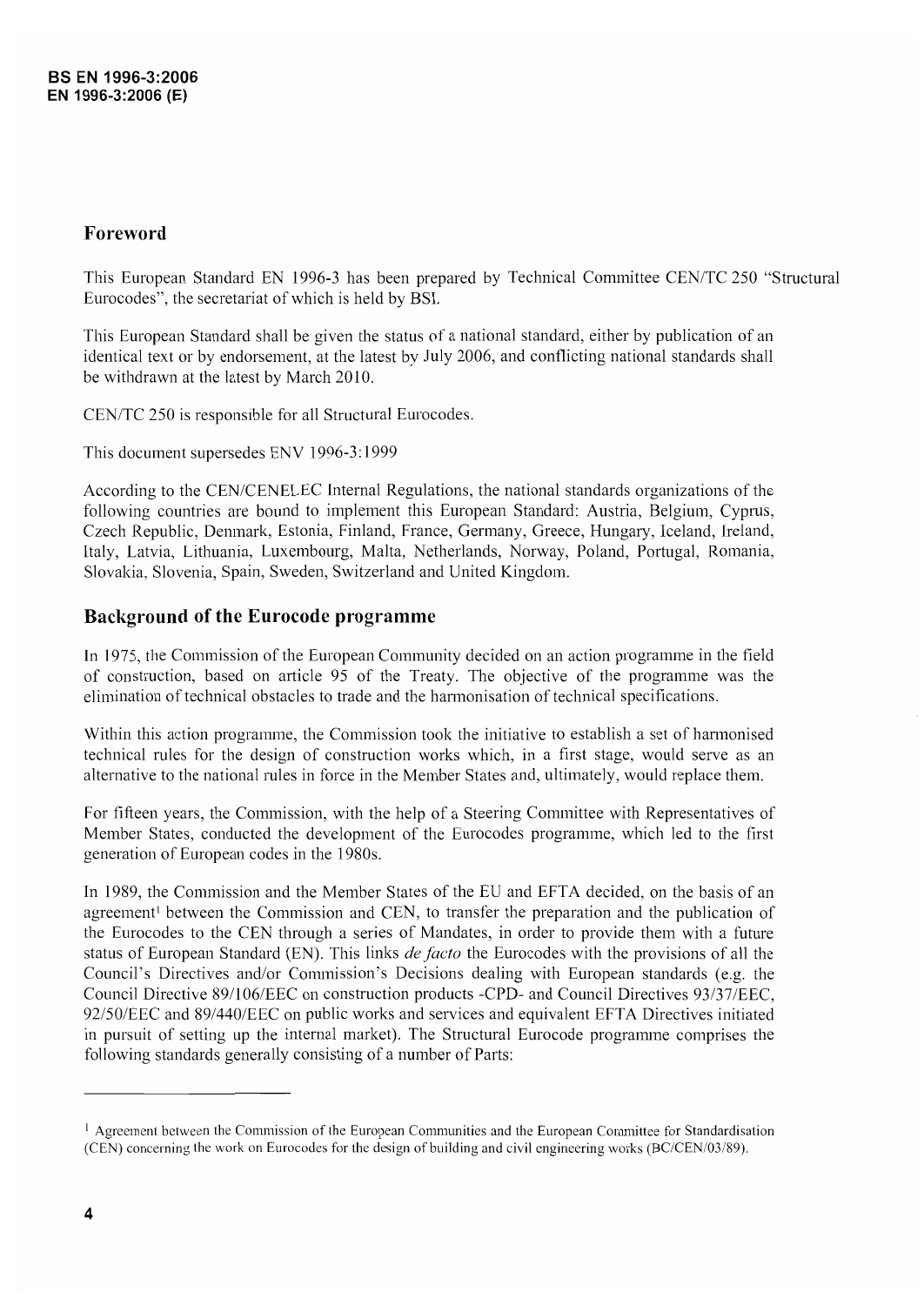## Foreword

This European Standard EN 1996-3 has been prepared by Technical Committee CEN/TC 250 "Structural Eurocodes", the secretariat of which is held by BSI.

This European Standard shall be given the status of a national standard, either by publication of an identical text or by endorsement, at the latest by July 2006, and conflicting national standards shall be withdrawn at the latest by March 2010.

CEN/TC 250 is responsible for all Structural Eurocodes.

This document supersedes ENV 1996-3:1999

According to the CEN/CENELEC Internal Regulations, the national standards organizations of the following countries are bound to implement this European Standard: Austria, Belgium, Cyprus, Czech Republic, Denmark, Estonia, Finland, France, Germany, Greece, Hungary, Iceland, Ireland, Italy, Latvia, Lithuania, Luxembourg, Malta, Netherlands, Norway, Poland, Portugal, Romania, Slovakia, Slovenia, Spain, Sweden, Switzerland and United Kingdom.

## Background of the Eurocode programme

In 1975, the Commission of the European Community decided on an action programme in the field of construction, based on article 95 of the Treaty. The objective of the programme was the elimination of technical obstacles to trade and the harmonisation of technical specifications.

Within this action programme, the Commission took the initiative to establish a set of harmonised technical rules for the design of construction works which, in a first stage, would serve as an alternative to the national rules in force in the Member States and, ultimately, would replace them.

For fifteen years, the Commission, with the help of a Steering Committee with Representatives of Member States, conducted the development of the Eurocodes programme, which led to the first generation of European codes in the 1980s.

In 1989, the Commission and the Member States of the EU and EFTA decided, on the basis of an agreement[1] between the Commission and CEN, to transfer the preparation and the publication of the Eurocodes to the CEN through a series of Mandates, in order to provide them with a future status of European Standard (EN). This links *de facto* the Eurocodes with the provisions of all the Council's Directives and/or Commission's Decisions dealing with European standards (e.g. the Council Directive 89/106/EEC on construction products -CPD- and Council Directives 93/37/EEC, 92/50/EEC and 89/440/EEC on public works and services and equivalent EFTA Directives initiated in pursuit of setting up the internal market). The Structural Eurocode programme comprises the following standards generally consisting of a number of Parts:

---

[1] Agreement between the Commission of the European Communities and the European Committee for Standardisation (CEN) concerning the work on Eurocodes for the design of building and civil engineering works (BC/CEN/03/89).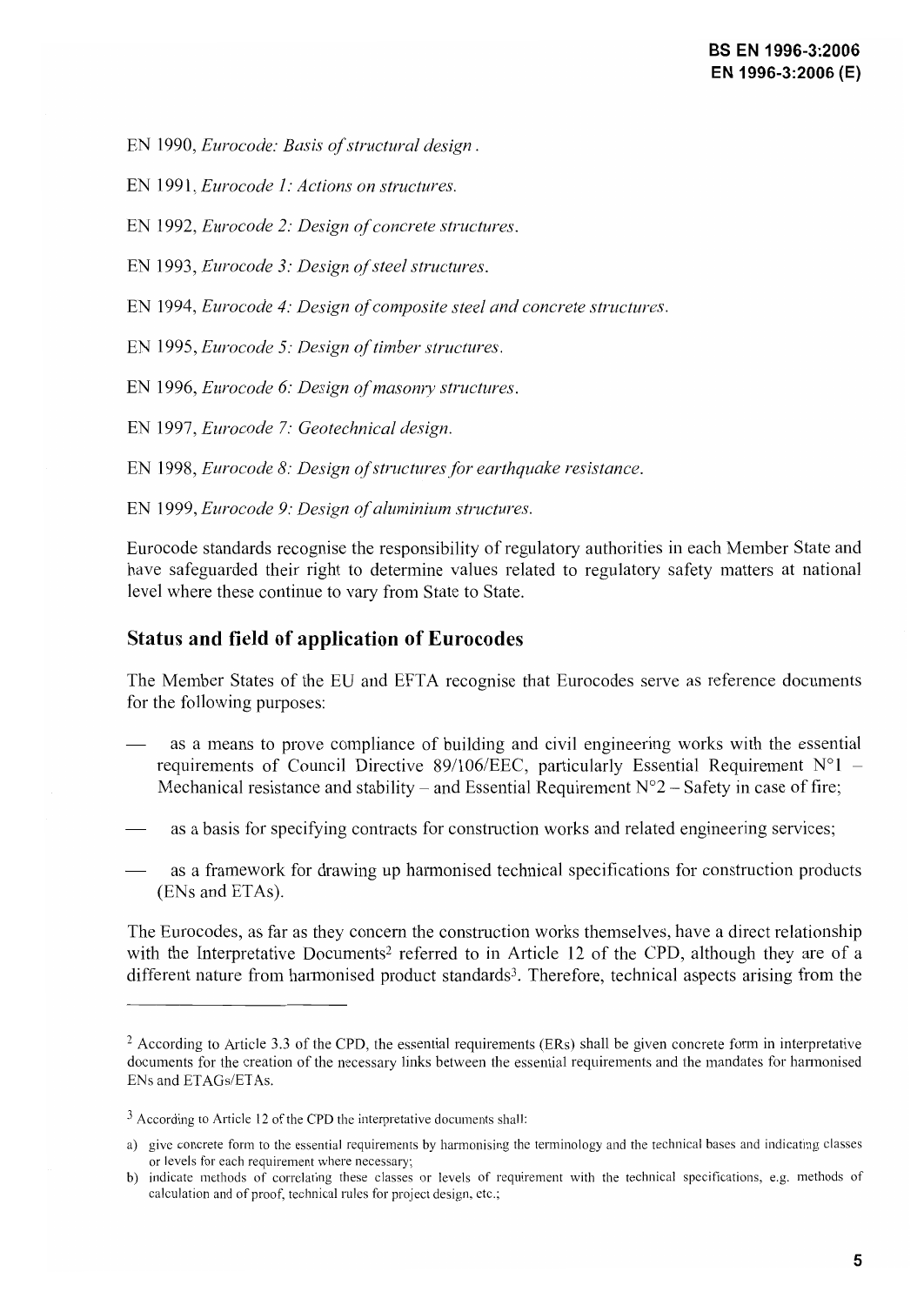EN 1990, *Eurocode: Basis of structural design*.

EN 1991, *Eurocode 1: Actions on structures*.

EN 1992, *Eurocode 2: Design of concrete structures*.

EN 1993, *Eurocode 3: Design of steel structures*.

EN 1994, *Eurocode 4: Design of composite steel and concrete structures*.

EN 1995, *Eurocode 5: Design of timber structures*.

EN 1996, *Eurocode 6: Design of masonry structures*.

EN 1997, *Eurocode 7: Geotechnical design*.

EN 1998, *Eurocode 8: Design of structures for earthquake resistance*.

EN 1999, *Eurocode 9: Design of aluminium structures*.

Eurocode standards recognise the responsibility of regulatory authorities in each Member State and have safeguarded their right to determine values related to regulatory safety matters at national level where these continue to vary from State to State.

## Status and field of application of Eurocodes

The Member States of the EU and EFTA recognise that Eurocodes serve as reference documents for the following purposes:

— as a means to prove compliance of building and civil engineering works with the essential requirements of Council Directive 89/106/EEC, particularly Essential Requirement N°1 – Mechanical resistance and stability – and Essential Requirement N°2 – Safety in case of fire;

— as a basis for specifying contracts for construction works and related engineering services;

— as a framework for drawing up harmonised technical specifications for construction products (ENs and ETAs).

The Eurocodes, as far as they concern the construction works themselves, have a direct relationship with the Interpretative Documents[2] referred to in Article 12 of the CPD, although they are of a different nature from harmonised product standards[3]. Therefore, technical aspects arising from the

---

[2] According to Article 3.3 of the CPD, the essential requirements (ERs) shall be given concrete form in interpretative documents for the creation of the necessary links between the essential requirements and the mandates for harmonised ENs and ETAGs/ETAs.

[3] According to Article 12 of the CPD the interpretative documents shall:

a) give concrete form to the essential requirements by harmonising the terminology and the technical bases and indicating classes or levels for each requirement where necessary;

b) indicate methods of correlating these classes or levels of requirement with the technical specifications, e.g. methods of calculation and of proof, technical rules for project design, etc.;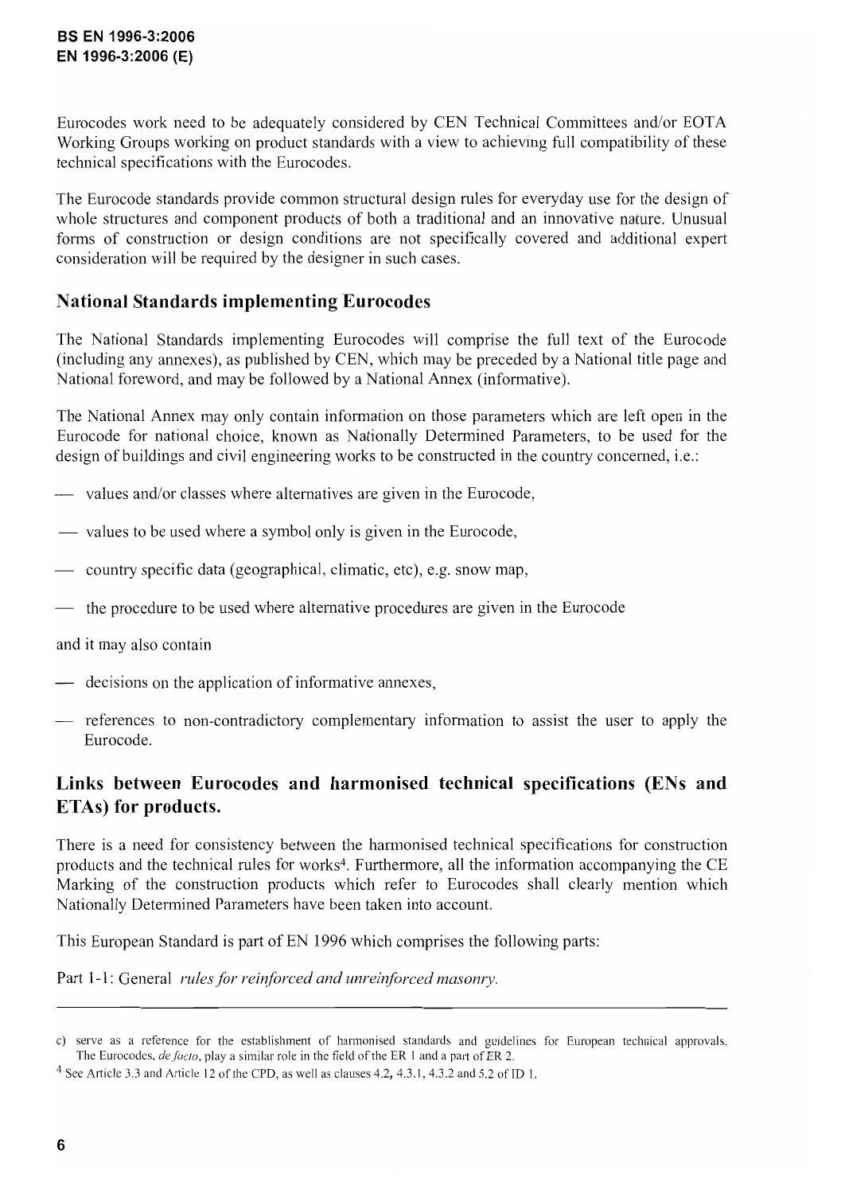Eurocodes work need to be adequately considered by CEN Technical Committees and/or EOTA Working Groups working on product standards with a view to achieving full compatibility of these technical specifications with the Eurocodes.

The Eurocode standards provide common structural design rules for everyday use for the design of whole structures and component products of both a traditional and an innovative nature. Unusual forms of construction or design conditions are not specifically covered and additional expert consideration will be required by the designer in such cases.

## National Standards implementing Eurocodes

The National Standards implementing Eurocodes will comprise the full text of the Eurocode (including any annexes), as published by CEN, which may be preceded by a National title page and National foreword, and may be followed by a National Annex (informative).

The National Annex may only contain information on those parameters which are left open in the Eurocode for national choice, known as Nationally Determined Parameters, to be used for the design of buildings and civil engineering works to be constructed in the country concerned, i.e.:

- values and/or classes where alternatives are given in the Eurocode,
- values to be used where a symbol only is given in the Eurocode,
- country specific data (geographical, climatic, etc), e.g. snow map,
- the procedure to be used where alternative procedures are given in the Eurocode

and it may also contain

- decisions on the application of informative annexes,
- references to non-contradictory complementary information to assist the user to apply the Eurocode.

## Links between Eurocodes and harmonised technical specifications (ENs and ETAs) for products.

There is a need for consistency between the harmonised technical specifications for construction products and the technical rules for works[4]. Furthermore, all the information accompanying the CE Marking of the construction products which refer to Eurocodes shall clearly mention which Nationally Determined Parameters have been taken into account.

This European Standard is part of EN 1996 which comprises the following parts:

Part 1-1: General *rules for reinforced and unreinforced masonry.*

---

c) serve as a reference for the establishment of harmonised standards and guidelines for European technical approvals. The Eurocodes, *de facto*, play a similar role in the field of the ER 1 and a part of ER 2.

[4] See Article 3.3 and Article 12 of the CPD, as well as clauses 4.2, 4.3.1, 4.3.2 and 5.2 of ID 1.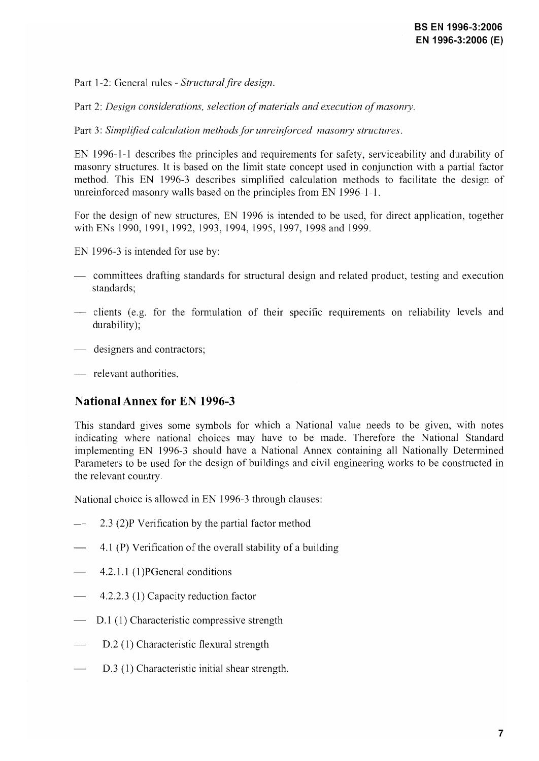Part 1-2: General rules - *Structural fire design.*

Part 2: *Design considerations, selection of materials and execution of masonry.*

Part 3: *Simplified calculation methods for unreinforced masonry structures.*

EN 1996-1-1 describes the principles and requirements for safety, serviceability and durability of masonry structures. It is based on the limit state concept used in conjunction with a partial factor method. This EN 1996-3 describes simplified calculation methods to facilitate the design of unreinforced masonry walls based on the principles from EN 1996-1-1.

For the design of new structures, EN 1996 is intended to be used, for direct application, together with ENs 1990, 1991, 1992, 1993, 1994, 1995, 1997, 1998 and 1999.

EN 1996-3 is intended for use by:

- committees drafting standards for structural design and related product, testing and execution standards;
- clients (e.g. for the formulation of their specific requirements on reliability levels and durability);
- designers and contractors;
- relevant authorities.

## National Annex for EN 1996-3

This standard gives some symbols for which a National value needs to be given, with notes indicating where national choices may have to be made. Therefore the National Standard implementing EN 1996-3 should have a National Annex containing all Nationally Determined Parameters to be used for the design of buildings and civil engineering works to be constructed in the relevant country.

National choice is allowed in EN 1996-3 through clauses:

- 2.3 (2)P Verification by the partial factor method
- 4.1 (P) Verification of the overall stability of a building
- 4.2.1.1 (1)PGeneral conditions
- 4.2.2.3 (1) Capacity reduction factor
- D.1 (1) Characteristic compressive strength
- D.2 (1) Characteristic flexural strength
- D.3 (1) Characteristic initial shear strength.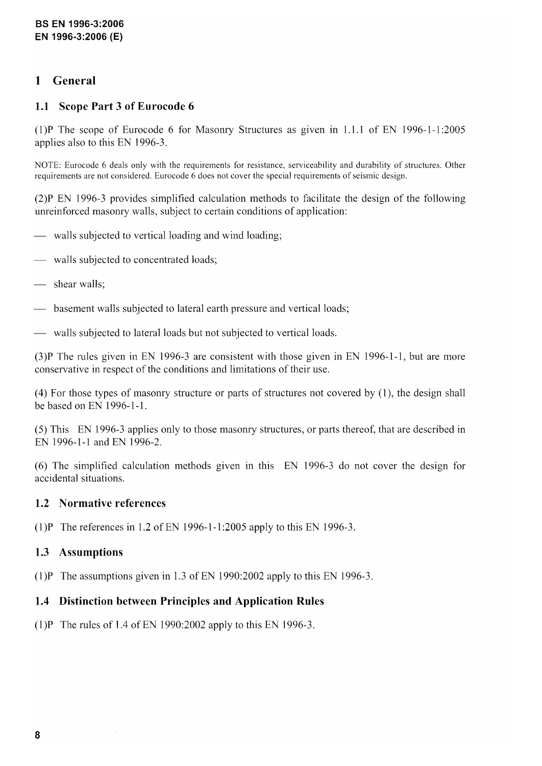# 1 General

## 1.1 Scope Part 3 of Eurocode 6

(1)P The scope of Eurocode 6 for Masonry Structures as given in 1.1.1 of EN 1996-1-1:2005 applies also to this EN 1996-3.

NOTE: Eurocode 6 deals only with the requirements for resistance, serviceability and durability of structures. Other requirements are not considered. Eurocode 6 does not cover the special requirements of seismic design.

(2)P EN 1996-3 provides simplified calculation methods to facilitate the design of the following unreinforced masonry walls, subject to certain conditions of application:

- walls subjected to vertical loading and wind loading;
- walls subjected to concentrated loads;
- shear walls;
- basement walls subjected to lateral earth pressure and vertical loads;
- walls subjected to lateral loads but not subjected to vertical loads.

(3)P The rules given in EN 1996-3 are consistent with those given in EN 1996-1-1, but are more conservative in respect of the conditions and limitations of their use.

(4) For those types of masonry structure or parts of structures not covered by (1), the design shall be based on EN 1996-1-1.

(5) This EN 1996-3 applies only to those masonry structures, or parts thereof, that are described in EN 1996-1-1 and EN 1996-2.

(6) The simplified calculation methods given in this EN 1996-3 do not cover the design for accidental situations.

## 1.2 Normative references

(1)P The references in 1.2 of EN 1996-1-1:2005 apply to this EN 1996-3.

## 1.3 Assumptions

(1)P The assumptions given in 1.3 of EN 1990:2002 apply to this EN 1996-3.

## 1.4 Distinction between Principles and Application Rules

(1)P The rules of 1.4 of EN 1990:2002 apply to this EN 1996-3.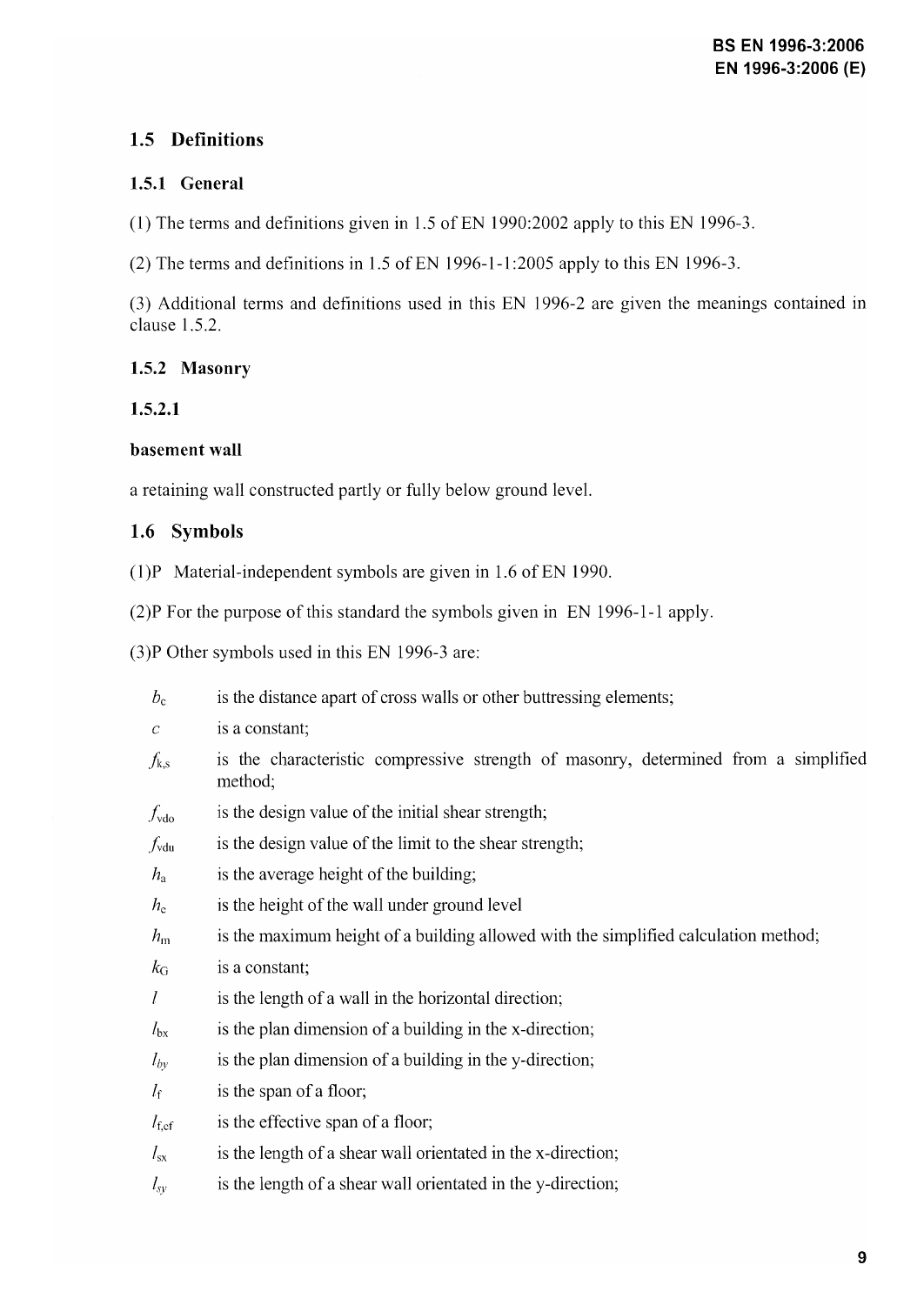## 1.5 Definitions

### 1.5.1 General

(1) The terms and definitions given in 1.5 of EN 1990:2002 apply to this EN 1996-3.

(2) The terms and definitions in 1.5 of EN 1996-1-1:2005 apply to this EN 1996-3.

(3) Additional terms and definitions used in this EN 1996-2 are given the meanings contained in clause 1.5.2.

### 1.5.2 Masonry

#### 1.5.2.1

**basement wall**

a retaining wall constructed partly or fully below ground level.

## 1.6 Symbols

(1)P Material-independent symbols are given in 1.6 of EN 1990.

(2)P For the purpose of this standard the symbols given in EN 1996-1-1 apply.

(3)P Other symbols used in this EN 1996-3 are:

- $b_c$ is the distance apart of cross walls or other buttressing elements;
- $c$ is a constant;
- $f_{k,s}$ is the characteristic compressive strength of masonry, determined from a simplified method;
- $f_{vdo}$ is the design value of the initial shear strength;
- $f_{vdu}$ is the design value of the limit to the shear strength;
- $h_a$ is the average height of the building;
- $h_e$ is the height of the wall under ground level
- $h_m$ is the maximum height of a building allowed with the simplified calculation method;
- $k_G$ is a constant;
- $l$ is the length of a wall in the horizontal direction;
- $l_{bx}$ is the plan dimension of a building in the x-direction;
- $l_{by}$ is the plan dimension of a building in the y-direction;
- $l_f$ is the span of a floor;
- $l_{f,ef}$ is the effective span of a floor;
- $l_{sx}$ is the length of a shear wall orientated in the x-direction;
- $l_{sy}$ is the length of a shear wall orientated in the y-direction;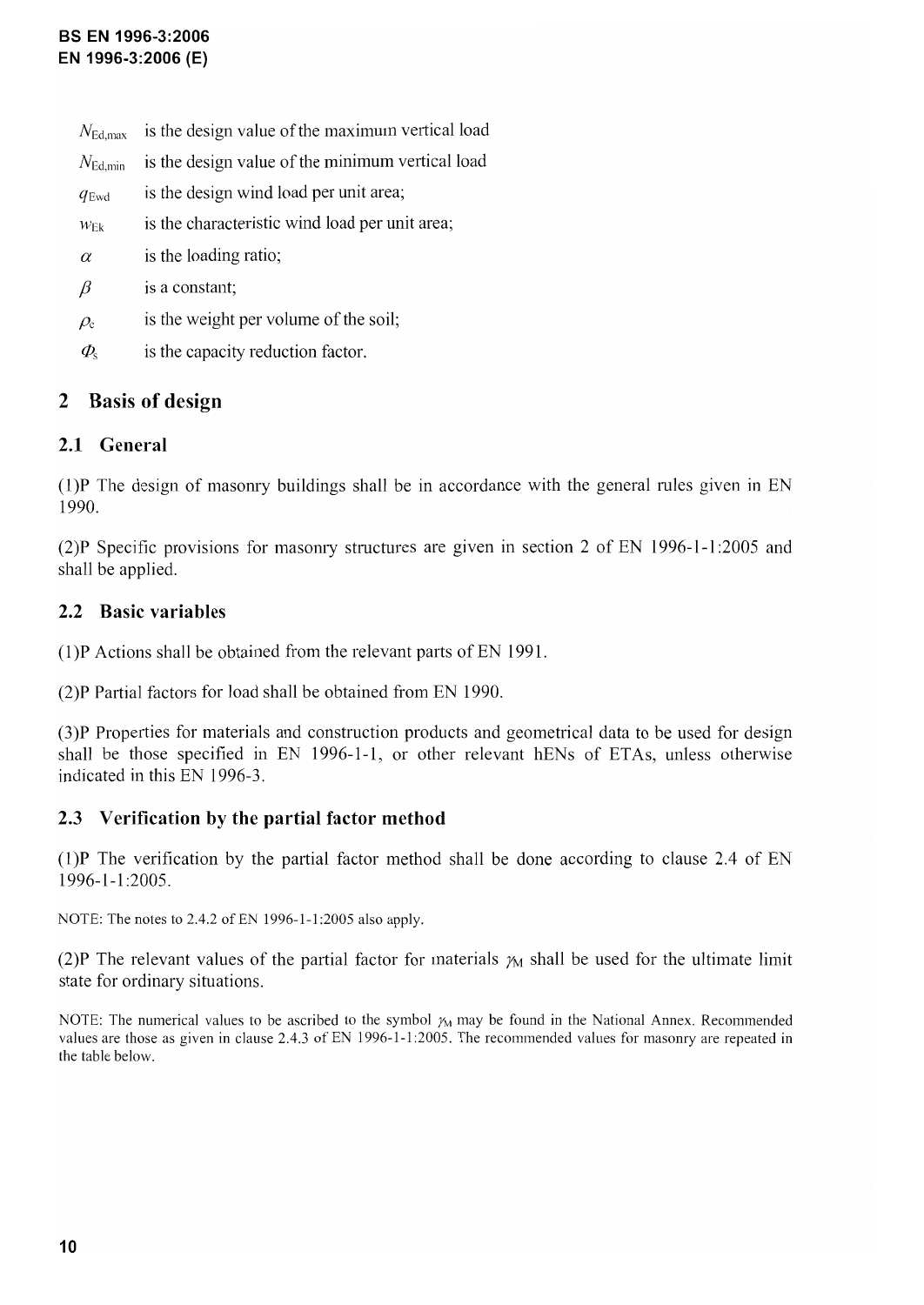$N_{Ed,max}$ is the design value of the maximum vertical load

$N_{Ed,min}$ is the design value of the minimum vertical load

$q_{Ewd}$ is the design wind load per unit area;

$w_{Ek}$ is the characteristic wind load per unit area;

$\alpha$ is the loading ratio;

$\beta$ is a constant;

$\rho_e$ is the weight per volume of the soil;

$\Phi_s$ is the capacity reduction factor.

## 2 Basis of design

### 2.1 General

(1)P The design of masonry buildings shall be in accordance with the general rules given in EN 1990.

(2)P Specific provisions for masonry structures are given in section 2 of EN 1996-1-1:2005 and shall be applied.

### 2.2 Basic variables

(1)P Actions shall be obtained from the relevant parts of EN 1991.

(2)P Partial factors for load shall be obtained from EN 1990.

(3)P Properties for materials and construction products and geometrical data to be used for design shall be those specified in EN 1996-1-1, or other relevant hENs of ETAs, unless otherwise indicated in this EN 1996-3.

### 2.3 Verification by the partial factor method

(1)P The verification by the partial factor method shall be done according to clause 2.4 of EN 1996-1-1:2005.

NOTE: The notes to 2.4.2 of EN 1996-1-1:2005 also apply.

(2)P The relevant values of the partial factor for materials $\gamma_M$ shall be used for the ultimate limit state for ordinary situations.

NOTE: The numerical values to be ascribed to the symbol $\gamma_M$ may be found in the National Annex. Recommended values are those as given in clause 2.4.3 of EN 1996-1-1:2005. The recommended values for masonry are repeated in the table below.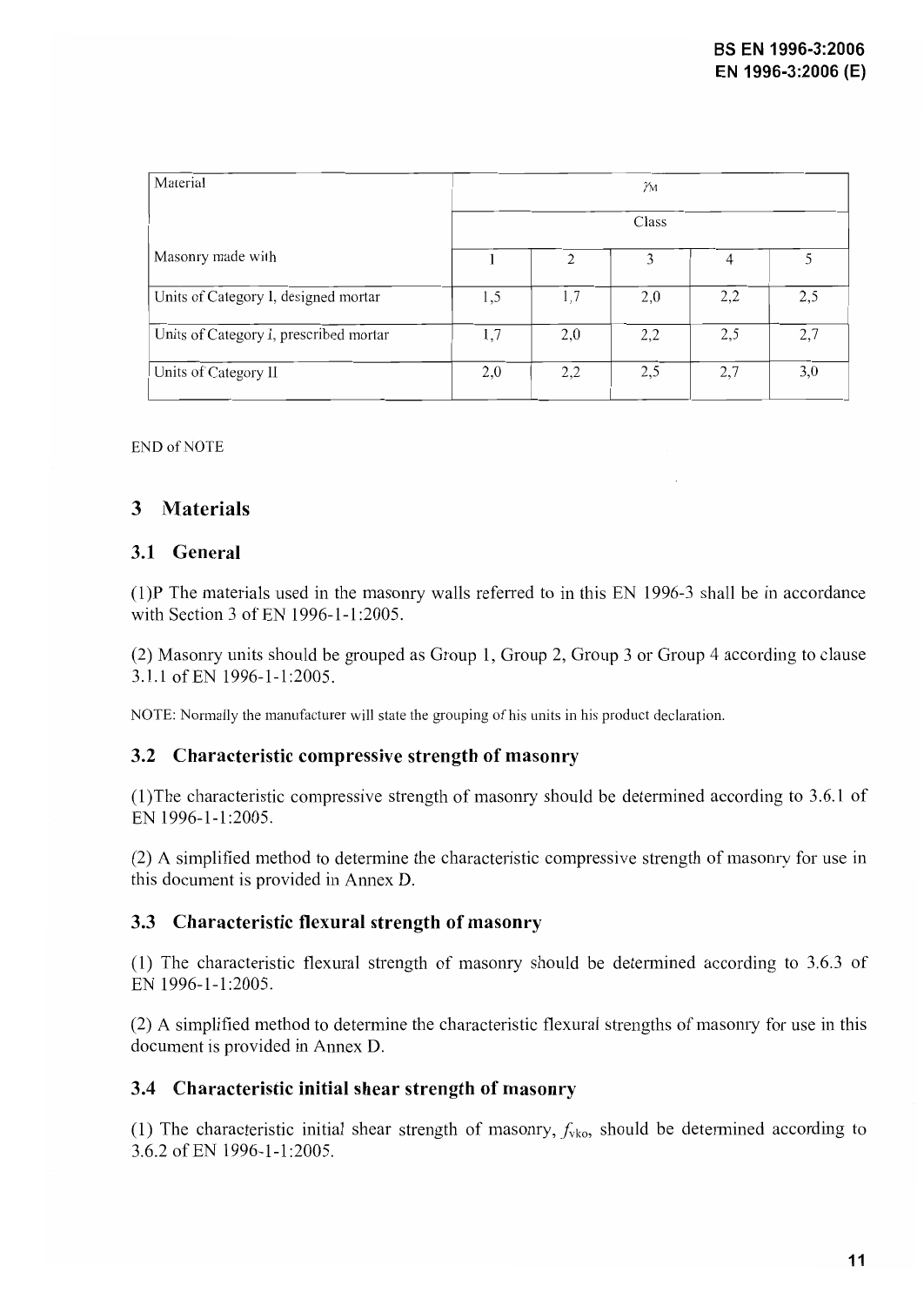| Material | $\gamma_M$ | | | | |
|---|---|---|---|---|---|
| | Class | | | | |
| Masonry made with | 1 | 2 | 3 | 4 | 5 |
| Units of Category I, designed mortar | 1,5 | 1,7 | 2,0 | 2,2 | 2,5 |
| Units of Category I, prescribed mortar | 1,7 | 2,0 | 2,2 | 2,5 | 2,7 |
| Units of Category II | 2,0 | 2,2 | 2,5 | 2,7 | 3,0 |

END of NOTE

# 3 Materials

## 3.1 General

(1)P The materials used in the masonry walls referred to in this EN 1996-3 shall be in accordance with Section 3 of EN 1996-1-1:2005.

(2) Masonry units should be grouped as Group 1, Group 2, Group 3 or Group 4 according to clause 3.1.1 of EN 1996-1-1:2005.

NOTE: Normally the manufacturer will state the grouping of his units in his product declaration.

## 3.2 Characteristic compressive strength of masonry

(1)The characteristic compressive strength of masonry should be determined according to 3.6.1 of EN 1996-1-1:2005.

(2) A simplified method to determine the characteristic compressive strength of masonry for use in this document is provided in Annex D.

## 3.3 Characteristic flexural strength of masonry

(1) The characteristic flexural strength of masonry should be determined according to 3.6.3 of EN 1996-1-1:2005.

(2) A simplified method to determine the characteristic flexural strengths of masonry for use in this document is provided in Annex D.

## 3.4 Characteristic initial shear strength of masonry

(1) The characteristic initial shear strength of masonry, $f_{vko}$, should be determined according to 3.6.2 of EN 1996-1-1:2005.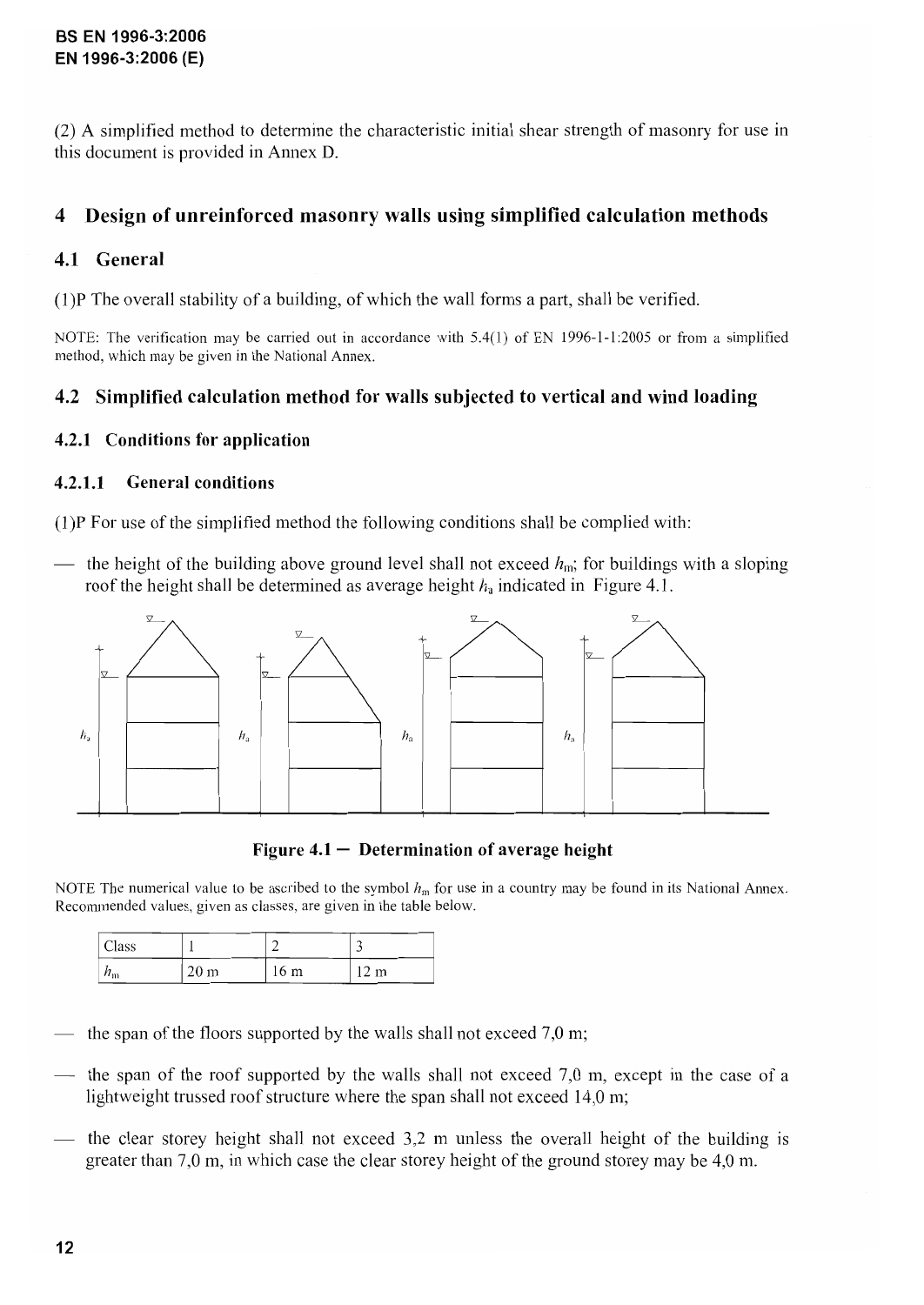(2) A simplified method to determine the characteristic initial shear strength of masonry for use in this document is provided in Annex D.

# 4 Design of unreinforced masonry walls using simplified calculation methods

## 4.1 General

(1)P The overall stability of a building, of which the wall forms a part, shall be verified.

NOTE: The verification may be carried out in accordance with 5.4(1) of EN 1996-1-1:2005 or from a simplified method, which may be given in the National Annex.

## 4.2 Simplified calculation method for walls subjected to vertical and wind loading

### 4.2.1 Conditions for application

#### 4.2.1.1 General conditions

(1)P For use of the simplified method the following conditions shall be complied with:

— the height of the building above ground level shall not exceed $h_m$; for buildings with a sloping roof the height shall be determined as average height $h_a$ indicated in Figure 4.1.

**Figure 4.1 — Determination of average height**

NOTE The numerical value to be ascribed to the symbol $h_m$ for use in a country may be found in its National Annex. Recommended values, given as classes, are given in the table below.

| Class | 1 | 2 | 3 |
|---|---|---|---|
| $h_m$ | 20 m | 16 m | 12 m |

— the span of the floors supported by the walls shall not exceed 7,0 m;

— the span of the roof supported by the walls shall not exceed 7,0 m, except in the case of a lightweight trussed roof structure where the span shall not exceed 14,0 m;

— the clear storey height shall not exceed 3,2 m unless the overall height of the building is greater than 7,0 m, in which case the clear storey height of the ground storey may be 4,0 m.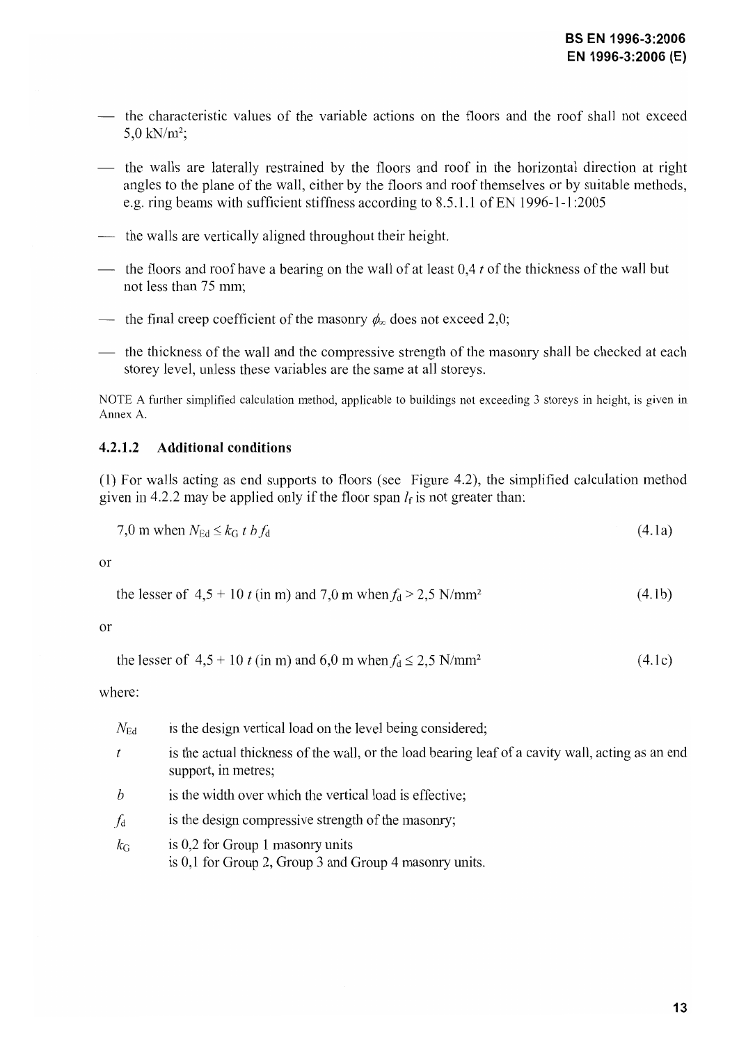- the characteristic values of the variable actions on the floors and the roof shall not exceed 5,0 kN/m²;
- the walls are laterally restrained by the floors and roof in the horizontal direction at right angles to the plane of the wall, either by the floors and roof themselves or by suitable methods, e.g. ring beams with sufficient stiffness according to 8.5.1.1 of EN 1996-1-1:2005
- the walls are vertically aligned throughout their height.
- the floors and roof have a bearing on the wall of at least 0,4 $t$ of the thickness of the wall but not less than 75 mm;
- the final creep coefficient of the masonry $\phi_{\infty}$ does not exceed 2,0;
- the thickness of the wall and the compressive strength of the masonry shall be checked at each storey level, unless these variables are the same at all storeys.

NOTE A further simplified calculation method, applicable to buildings not exceeding 3 storeys in height, is given in Annex A.

#### 4.2.1.2 Additional conditions

(1) For walls acting as end supports to floors (see Figure 4.2), the simplified calculation method given in 4.2.2 may be applied only if the floor span $l_f$ is not greater than:

7,0 m when $N_{Ed} \leq k_G \, t \, b \, f_d$ (4.1a)

or

the lesser of $4,5 + 10\,t$ (in m) and 7,0 m when $f_d > 2,5$ N/mm² (4.1b)

or

the lesser of $4,5 + 10\,t$ (in m) and 6,0 m when $f_d \leq 2,5$ N/mm² (4.1c)

where:

- $N_{Ed}$ is the design vertical load on the level being considered;
- $t$ is the actual thickness of the wall, or the load bearing leaf of a cavity wall, acting as an end support, in metres;
- $b$ is the width over which the vertical load is effective;
- $f_d$ is the design compressive strength of the masonry;
- $k_G$ is 0,2 for Group 1 masonry units
  is 0,1 for Group 2, Group 3 and Group 4 masonry units.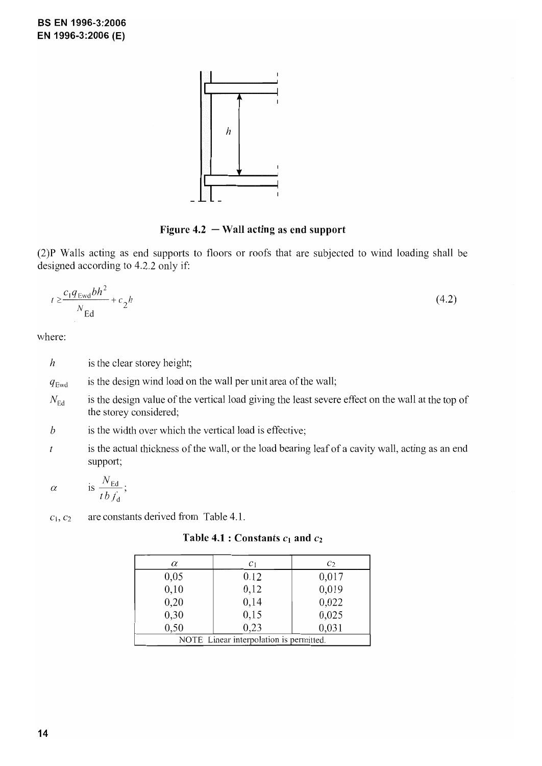Figure 4.2 — Wall acting as end support

(2)P Walls acting as end supports to floors or roofs that are subjected to wind loading shall be designed according to 4.2.2 only if:

$$t \geq \frac{c_1 q_{\text{Ewd}} b h^2}{N_{\text{Ed}}} + c_2 h \tag{4.2}$$

where:

- $h$ is the clear storey height;
- $q_{\text{Ewd}}$ is the design wind load on the wall per unit area of the wall;
- $N_{\text{Ed}}$ is the design value of the vertical load giving the least severe effect on the wall at the top of the storey considered;
- $b$ is the width over which the vertical load is effective;
- $t$ is the actual thickness of the wall, or the load bearing leaf of a cavity wall, acting as an end support;
- $\alpha$ is $\frac{N_{\text{Ed}}}{t b f_d}$;
- $c_1$, $c_2$ are constants derived from Table 4.1.

**Table 4.1 : Constants $c_1$ and $c_2$**

| $\alpha$ | $c_1$ | $c_2$ |
|---|---|---|
| 0,05 | 0.12 | 0,017 |
| 0,10 | 0,12 | 0,019 |
| 0,20 | 0,14 | 0,022 |
| 0,30 | 0,15 | 0,025 |
| 0,50 | 0,23 | 0,031 |
| NOTE Linear interpolation is permitted. | | |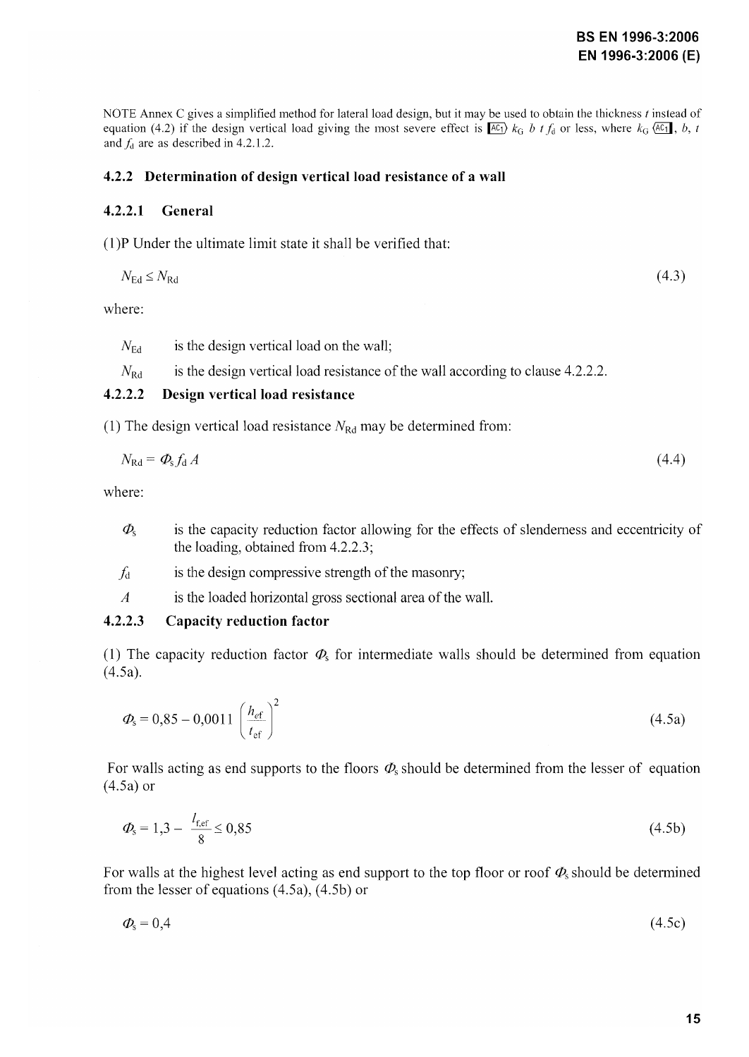NOTE Annex C gives a simplified method for lateral load design, but it may be used to obtain the thickness $t$ instead of equation (4.2) if the design vertical load giving the most severe effect is [AC1⟩ $k_G\ b\ t\ f_d$ or less, where $k_G$ ⟨AC1], $b$, $t$ and $f_d$ are as described in 4.2.1.2.

### 4.2.2 Determination of design vertical load resistance of a wall

#### 4.2.2.1 General

(1)P Under the ultimate limit state it shall be verified that:

$$N_{Ed} \leq N_{Rd} \tag{4.3}$$

where:

$N_{Ed}$ is the design vertical load on the wall;

$N_{Rd}$ is the design vertical load resistance of the wall according to clause 4.2.2.2.

#### 4.2.2.2 Design vertical load resistance

(1) The design vertical load resistance $N_{Rd}$ may be determined from:

$$N_{Rd} = \Phi_s f_d A \tag{4.4}$$

where:

$\Phi_s$ is the capacity reduction factor allowing for the effects of slenderness and eccentricity of the loading, obtained from 4.2.2.3;

$f_d$ is the design compressive strength of the masonry;

$A$ is the loaded horizontal gross sectional area of the wall.

#### 4.2.2.3 Capacity reduction factor

(1) The capacity reduction factor $\Phi_s$ for intermediate walls should be determined from equation (4.5a).

$$\Phi_s = 0{,}85 - 0{,}0011 \left( \frac{h_{ef}}{t_{ef}} \right)^2 \tag{4.5a}$$

For walls acting as end supports to the floors $\Phi_s$ should be determined from the lesser of equation (4.5a) or

$$\Phi_s = 1{,}3 - \frac{l_{f,ef}}{8} \leq 0{,}85 \tag{4.5b}$$

For walls at the highest level acting as end support to the top floor or roof $\Phi_s$ should be determined from the lesser of equations (4.5a), (4.5b) or

$$\Phi_s = 0{,}4 \tag{4.5c}$$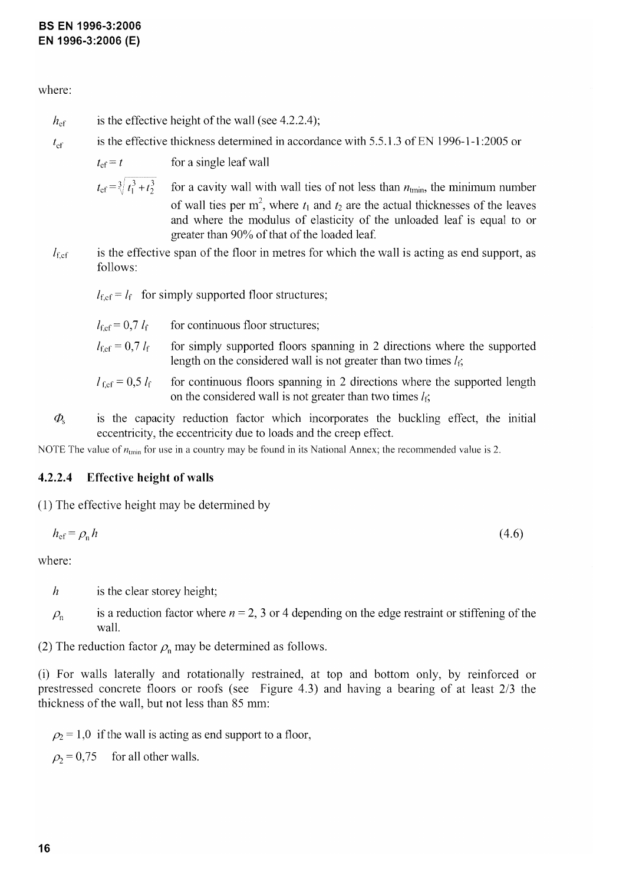where:

$h_{ef}$ is the effective height of the wall (see 4.2.2.4);

$t_{ef}$ is the effective thickness determined in accordance with 5.5.1.3 of EN 1996-1-1:2005 or

$t_{ef} = t$ for a single leaf wall

$t_{ef} = \sqrt[3]{t_1^3 + t_2^3}$ for a cavity wall with wall ties of not less than $n_{tmin}$, the minimum number of wall ties per m$^2$, where $t_1$ and $t_2$ are the actual thicknesses of the leaves and where the modulus of elasticity of the unloaded leaf is equal to or greater than 90% of that of the loaded leaf.

$l_{f,ef}$ is the effective span of the floor in metres for which the wall is acting as end support, as follows:

$l_{f,ef} = l_f$ for simply supported floor structures;

$l_{f,ef} = 0{,}7\ l_f$ for continuous floor structures;

$l_{f,ef} = 0{,}7\ l_f$ for simply supported floors spanning in 2 directions where the supported length on the considered wall is not greater than two times $l_f$;

$l_{f,ef} = 0{,}5\ l_f$ for continuous floors spanning in 2 directions where the supported length on the considered wall is not greater than two times $l_f$;

$\Phi_s$ is the capacity reduction factor which incorporates the buckling effect, the initial eccentricity, the eccentricity due to loads and the creep effect.

NOTE The value of $n_{tmin}$ for use in a country may be found in its National Annex; the recommended value is 2.

#### 4.2.2.4 Effective height of walls

(1) The effective height may be determined by

$$h_{ef} = \rho_n h \tag{4.6}$$

where:

$h$ is the clear storey height;

$\rho_n$ is a reduction factor where $n = 2$, 3 or 4 depending on the edge restraint or stiffening of the wall.

(2) The reduction factor $\rho_n$ may be determined as follows.

(i) For walls laterally and rotationally restrained, at top and bottom only, by reinforced or prestressed concrete floors or roofs (see Figure 4.3) and having a bearing of at least 2/3 the thickness of the wall, but not less than 85 mm:

$\rho_2 = 1{,}0$ if the wall is acting as end support to a floor,

$\rho_2 = 0{,}75$ for all other walls.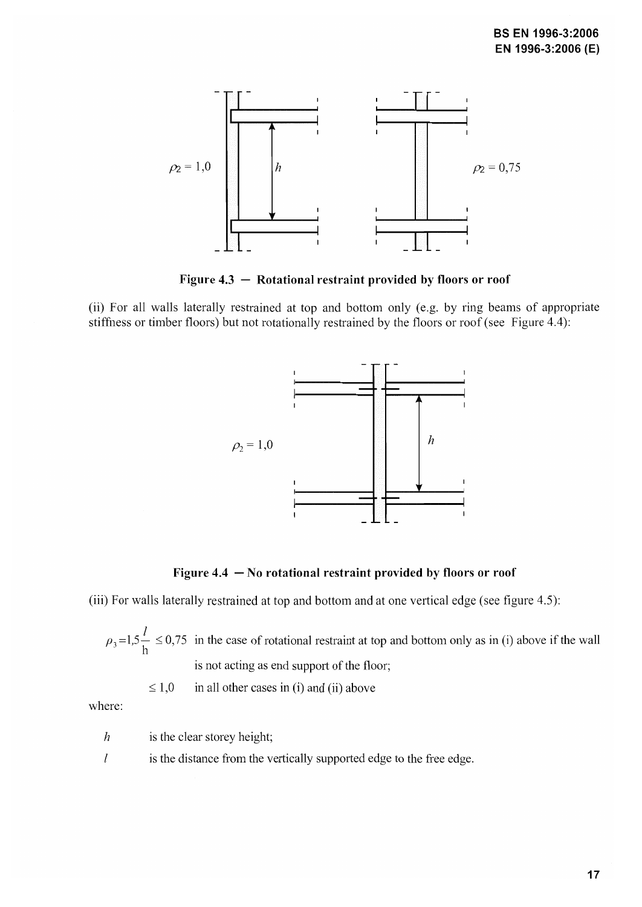$\rho_2 = 1{,}0$ $h$ $\rho_2 = 0{,}75$

**Figure 4.3 — Rotational restraint provided by floors or roof**

(ii) For all walls laterally restrained at top and bottom only (e.g. by ring beams of appropriate stiffness or timber floors) but not rotationally restrained by the floors or roof (see Figure 4.4):

$\rho_2 = 1{,}0$ $h$

**Figure 4.4 — No rotational restraint provided by floors or roof**

(iii) For walls laterally restrained at top and bottom and at one vertical edge (see figure 4.5):

$\rho_3 = 1{,}5 \dfrac{l}{h} \leq 0{,}75$ in the case of rotational restraint at top and bottom only as in (i) above if the wall is not acting as end support of the floor;

$\leq 1{,}0$ in all other cases in (i) and (ii) above

where:

$h$ is the clear storey height;

$l$ is the distance from the vertically supported edge to the free edge.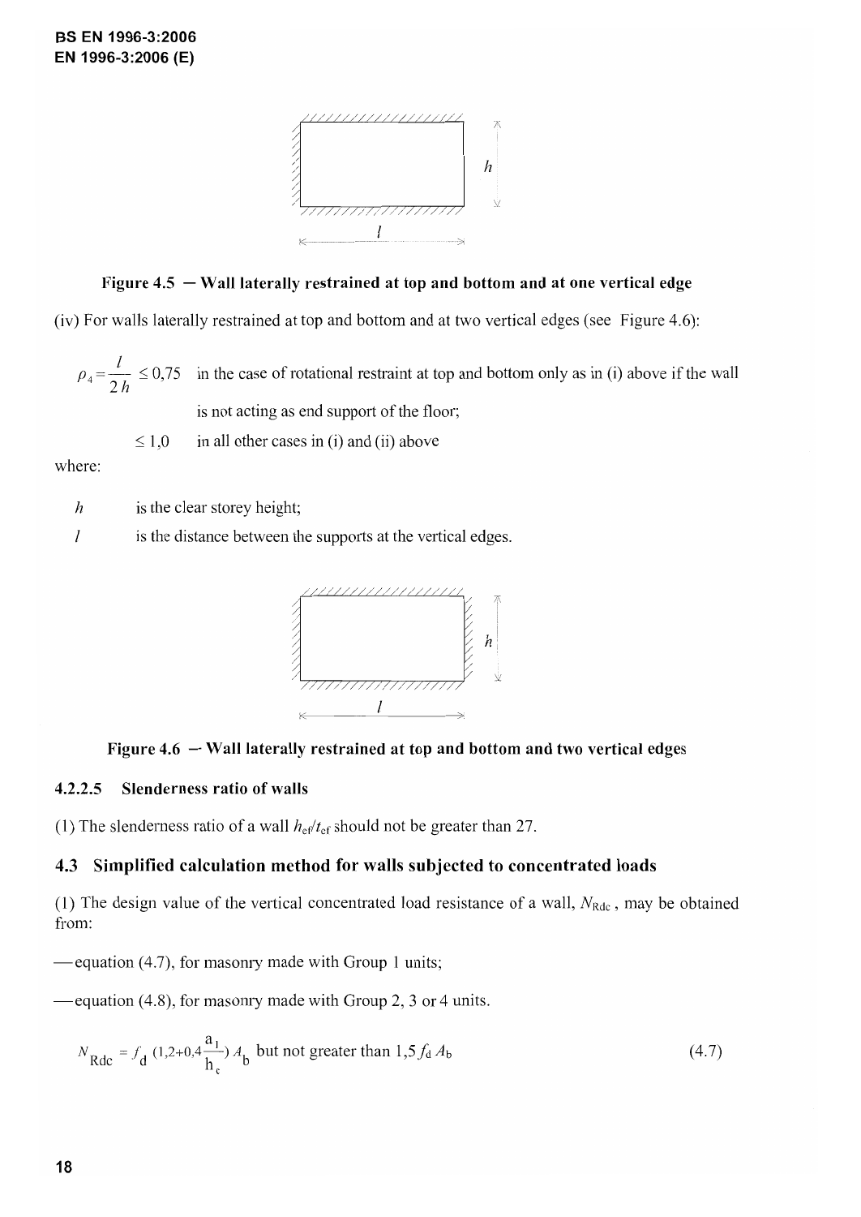Figure 4.5 — Wall laterally restrained at top and bottom and at one vertical edge

(iv) For walls laterally restrained at top and bottom and at two vertical edges (see Figure 4.6):

$$\rho_4 = \frac{l}{2h} \leq 0{,}75$$ in the case of rotational restraint at top and bottom only as in (i) above if the wall is not acting as end support of the floor;

$\leq 1{,}0$ in all other cases in (i) and (ii) above

where:

$h$ is the clear storey height;

$l$ is the distance between the supports at the vertical edges.

Figure 4.6 — Wall laterally restrained at top and bottom and two vertical edges

#### 4.2.2.5 Slenderness ratio of walls

(1) The slenderness ratio of a wall $h_{ef}/t_{ef}$ should not be greater than 27.

## 4.3 Simplified calculation method for walls subjected to concentrated loads

(1) The design value of the vertical concentrated load resistance of a wall, $N_{Rdc}$, may be obtained from:

— equation (4.7), for masonry made with Group 1 units;

— equation (4.8), for masonry made with Group 2, 3 or 4 units.

$$N_{Rdc} = f_d \left(1{,}2 + 0{,}4 \frac{a_1}{h_c}\right) A_b \text{ but not greater than } 1{,}5 f_d A_b \tag{4.7}$$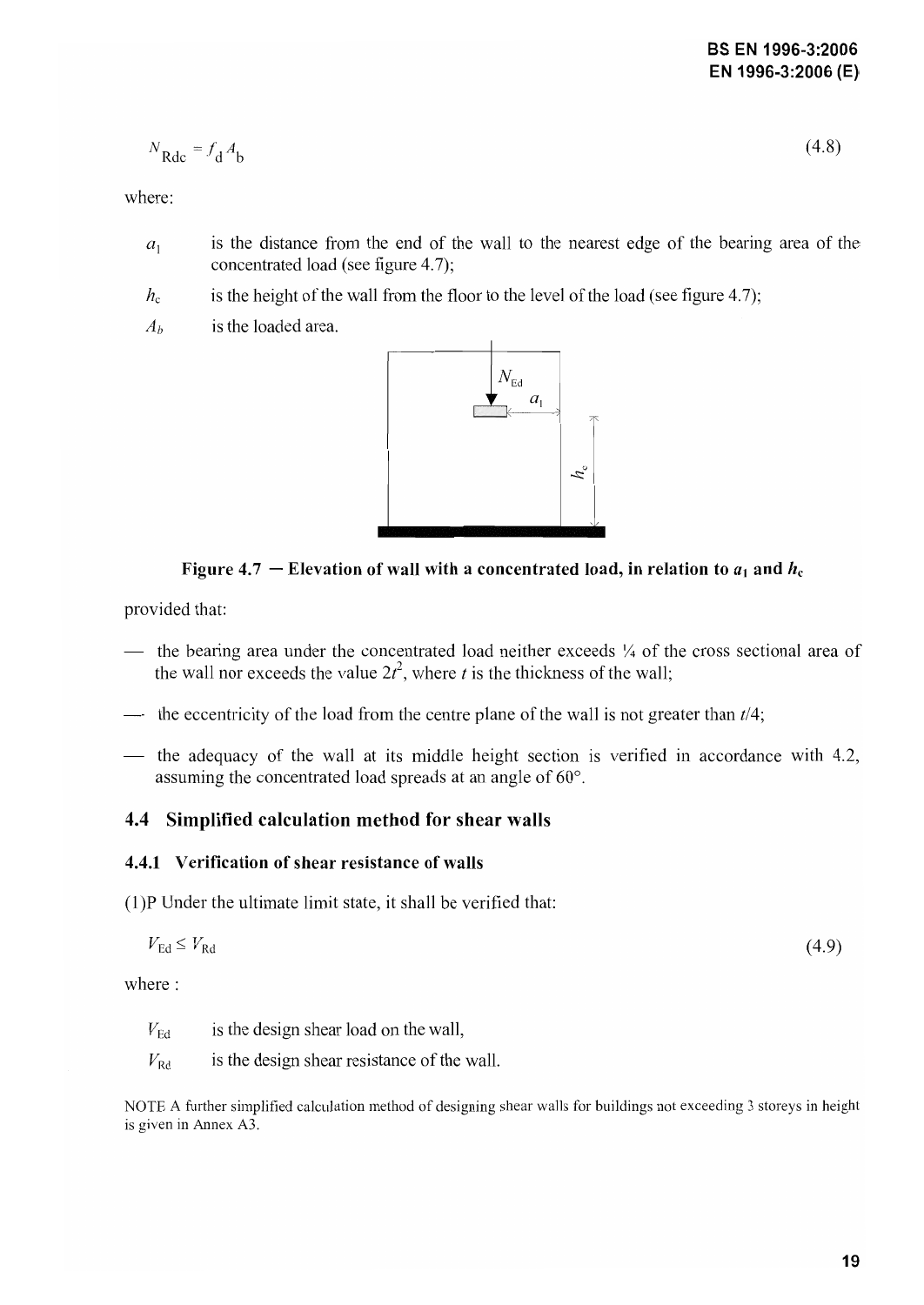$$N_{Rdc} = f_d A_b \tag{4.8}$$

where:

$a_1$ is the distance from the end of the wall to the nearest edge of the bearing area of the concentrated load (see figure 4.7);

$h_c$ is the height of the wall from the floor to the level of the load (see figure 4.7);

$A_b$ is the loaded area.

**Figure 4.7 — Elevation of wall with a concentrated load, in relation to $a_1$ and $h_c$**

provided that:

- the bearing area under the concentrated load neither exceeds ¼ of the cross sectional area of the wall nor exceeds the value $2t^2$, where $t$ is the thickness of the wall;
- the eccentricity of the load from the centre plane of the wall is not greater than $t/4$;
- the adequacy of the wall at its middle height section is verified in accordance with 4.2, assuming the concentrated load spreads at an angle of 60°.

## 4.4 Simplified calculation method for shear walls

### 4.4.1 Verification of shear resistance of walls

(1)P Under the ultimate limit state, it shall be verified that:

$$V_{Ed} \leq V_{Rd} \tag{4.9}$$

where :

$V_{Ed}$ is the design shear load on the wall,

$V_{Rd}$ is the design shear resistance of the wall.

NOTE A further simplified calculation method of designing shear walls for buildings not exceeding 3 storeys in height is given in Annex A3.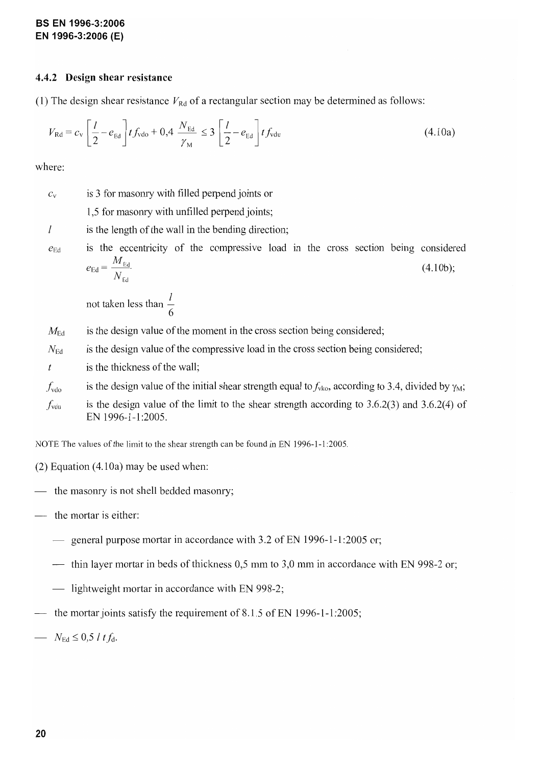### 4.4.2 Design shear resistance

(1) The design shear resistance $V_{Rd}$ of a rectangular section may be determined as follows:

$$V_{Rd} = c_v \left[ \frac{l}{2} - e_{Ed} \right] t f_{vdo} + 0{,}4 \frac{N_{Ed}}{\gamma_M} \leq 3 \left[ \frac{l}{2} - e_{Ed} \right] t f_{vdu} \tag{4.10a}$$

where:

$c_v$ is 3 for masonry with filled perpend joints or 1,5 for masonry with unfilled perpend joints;

$l$ is the length of the wall in the bending direction;

$e_{Ed}$ is the eccentricity of the compressive load in the cross section being considered

$$e_{Ed} = \frac{M_{Ed}}{N_{Ed}} \tag{4.10b}$$

not taken less than $\frac{l}{6}$

$M_{Ed}$ is the design value of the moment in the cross section being considered;

$N_{Ed}$ is the design value of the compressive load in the cross section being considered;

$t$ is the thickness of the wall;

$f_{vdo}$ is the design value of the initial shear strength equal to $f_{vko}$, according to 3.4, divided by $\gamma_M$;

$f_{vdu}$ is the design value of the limit to the shear strength according to 3.6.2(3) and 3.6.2(4) of EN 1996-1-1:2005.

NOTE The values of the limit to the shear strength can be found in EN 1996-1-1:2005.

(2) Equation (4.10a) may be used when:

- the masonry is not shell bedded masonry;
- the mortar is either:
  - general purpose mortar in accordance with 3.2 of EN 1996-1-1:2005 or;
  - thin layer mortar in beds of thickness 0,5 mm to 3,0 mm in accordance with EN 998-2 or;
  - lightweight mortar in accordance with EN 998-2;
- the mortar joints satisfy the requirement of 8.1.5 of EN 1996-1-1:2005;
- $N_{Ed} \leq 0{,}5\, l\, t\, f_d$.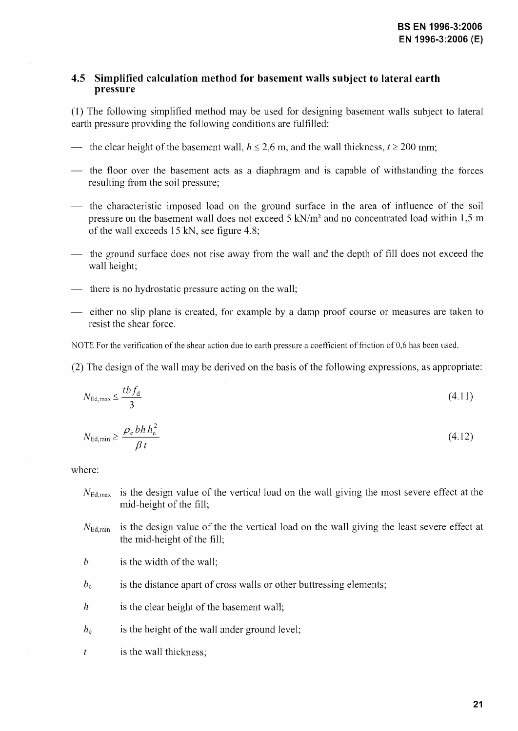## 4.5 Simplified calculation method for basement walls subject to lateral earth pressure

(1) The following simplified method may be used for designing basement walls subject to lateral earth pressure providing the following conditions are fulfilled:

- the clear height of the basement wall, $h \leq 2{,}6$ m, and the wall thickness, $t \geq 200$ mm;
- the floor over the basement acts as a diaphragm and is capable of withstanding the forces resulting from the soil pressure;
- the characteristic imposed load on the ground surface in the area of influence of the soil pressure on the basement wall does not exceed 5 kN/m² and no concentrated load within 1,5 m of the wall exceeds 15 kN, see figure 4.8;
- the ground surface does not rise away from the wall and the depth of fill does not exceed the wall height;
- there is no hydrostatic pressure acting on the wall;
- either no slip plane is created, for example by a damp proof course or measures are taken to resist the shear force.

NOTE For the verification of the shear action due to earth pressure a coefficient of friction of 0,6 has been used.

(2) The design of the wall may be derived on the basis of the following expressions, as appropriate:

$$N_{\text{Ed,max}} \leq \frac{t b f_{\text{d}}}{3} \tag{4.11}$$

$$N_{\text{Ed,min}} \geq \frac{\rho_{\text{e}} b h h_{\text{e}}^{2}}{\beta t} \tag{4.12}$$

where:

$N_{\text{Ed,max}}$ is the design value of the vertical load on the wall giving the most severe effect at the mid-height of the fill;

$N_{\text{Ed,min}}$ is the design value of the the vertical load on the wall giving the least severe effect at the mid-height of the fill;

$b$ is the width of the wall;

$b_{\text{c}}$ is the distance apart of cross walls or other buttressing elements;

$h$ is the clear height of the basement wall;

$h_{\text{e}}$ is the height of the wall under ground level;

$t$ is the wall thickness;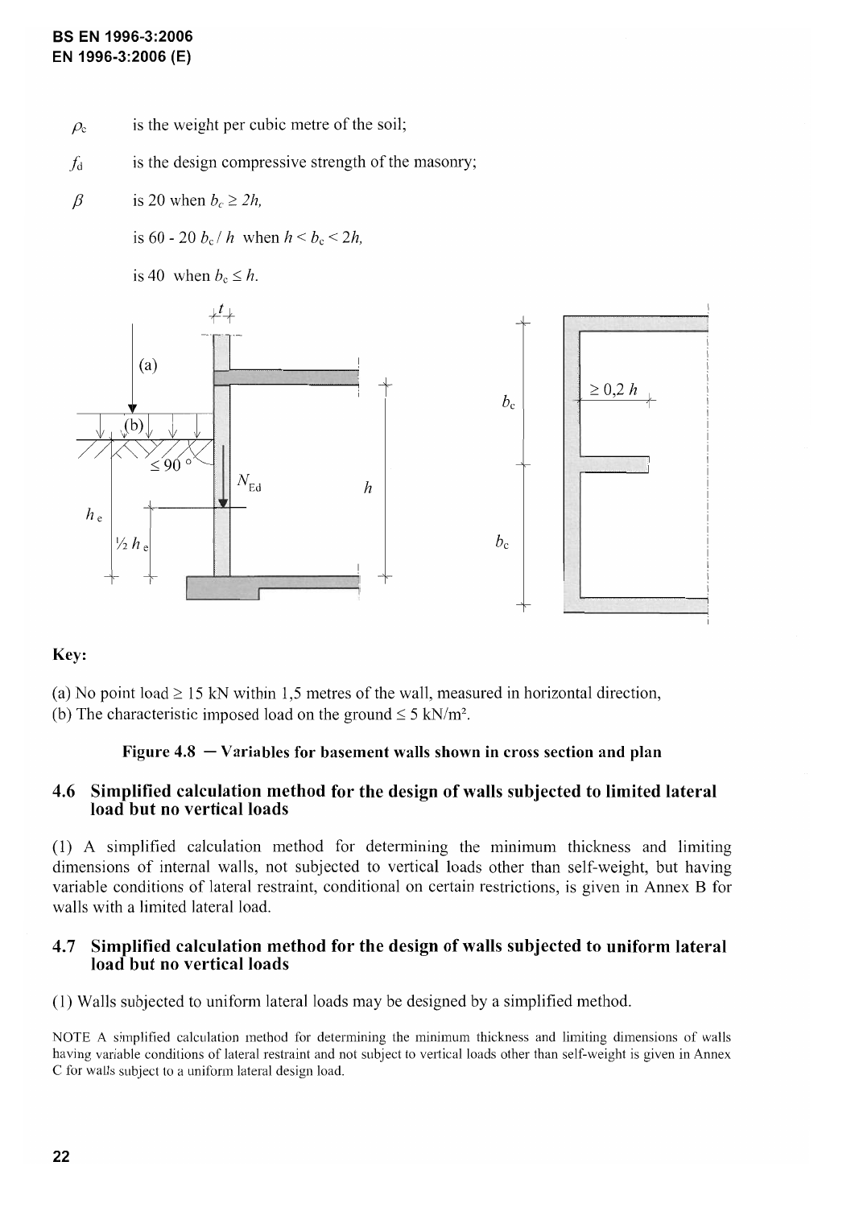$\rho_e$ is the weight per cubic metre of the soil;

$f_d$ is the design compressive strength of the masonry;

$\beta$ is 20 when $b_c \geq 2h$,

is $60 - 20\, b_c / h$ when $h < b_c < 2h$,

is 40 when $b_c \leq h$.

**Key:**

(a) No point load $\geq 15$ kN within 1,5 metres of the wall, measured in horizontal direction,
(b) The characteristic imposed load on the ground $\leq 5$ kN/m².

**Figure 4.8 — Variables for basement walls shown in cross section and plan**

## 4.6 Simplified calculation method for the design of walls subjected to limited lateral load but no vertical loads

(1) A simplified calculation method for determining the minimum thickness and limiting dimensions of internal walls, not subjected to vertical loads other than self-weight, but having variable conditions of lateral restraint, conditional on certain restrictions, is given in Annex B for walls with a limited lateral load.

## 4.7 Simplified calculation method for the design of walls subjected to uniform lateral load but no vertical loads

(1) Walls subjected to uniform lateral loads may be designed by a simplified method.

NOTE A simplified calculation method for determining the minimum thickness and limiting dimensions of walls having variable conditions of lateral restraint and not subject to vertical loads other than self-weight is given in Annex C for walls subject to a uniform lateral design load.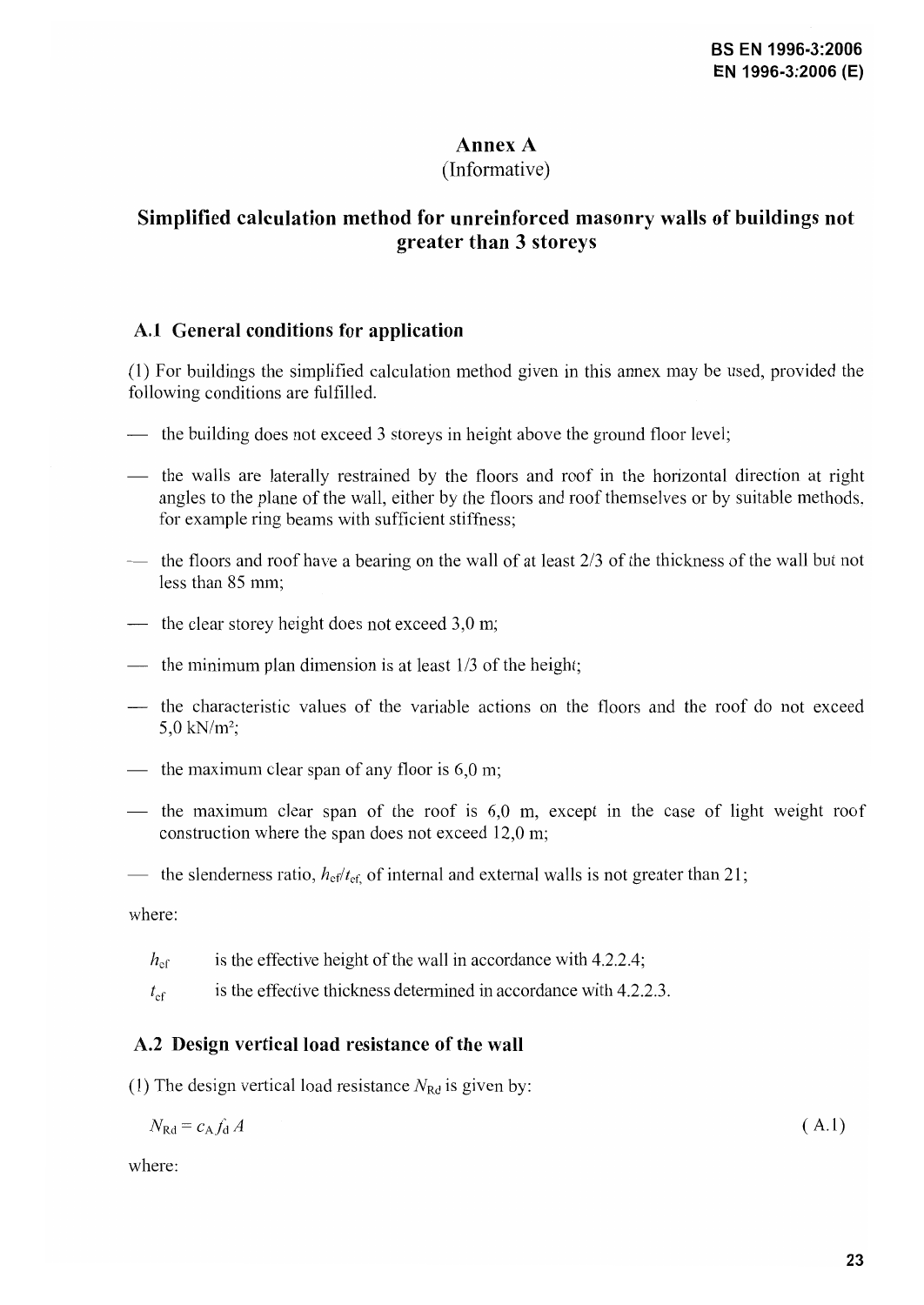# Annex A
(Informative)

## Simplified calculation method for unreinforced masonry walls of buildings not greater than 3 storeys

### A.1 General conditions for application

(1) For buildings the simplified calculation method given in this annex may be used, provided the following conditions are fulfilled.

- the building does not exceed 3 storeys in height above the ground floor level;
- the walls are laterally restrained by the floors and roof in the horizontal direction at right angles to the plane of the wall, either by the floors and roof themselves or by suitable methods, for example ring beams with sufficient stiffness;
- the floors and roof have a bearing on the wall of at least 2/3 of the thickness of the wall but not less than 85 mm;
- the clear storey height does not exceed 3,0 m;
- the minimum plan dimension is at least 1/3 of the height;
- the characteristic values of the variable actions on the floors and the roof do not exceed 5,0 kN/m²;
- the maximum clear span of any floor is 6,0 m;
- the maximum clear span of the roof is 6,0 m, except in the case of light weight roof construction where the span does not exceed 12,0 m;
- the slenderness ratio, $h_{ef}/t_{ef}$, of internal and external walls is not greater than 21;

where:

$h_{ef}$ is the effective height of the wall in accordance with 4.2.2.4;

$t_{ef}$ is the effective thickness determined in accordance with 4.2.2.3.

### A.2 Design vertical load resistance of the wall

(1) The design vertical load resistance $N_{Rd}$ is given by:

$$N_{Rd} = c_A f_d A \qquad \text{(A.1)}$$

where: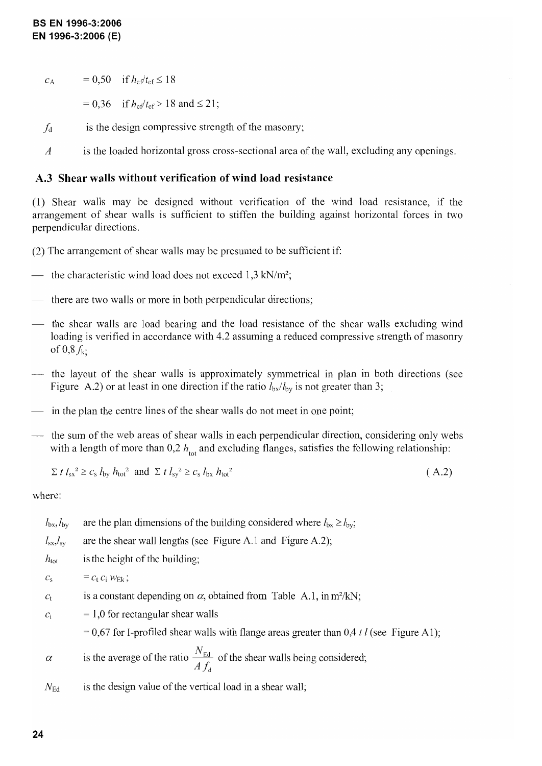$c_A$ = 0,50 if $h_{ef}/t_{ef} \leq 18$

= 0,36 if $h_{ef}/t_{ef} > 18$ and $\leq 21$;

$f_d$ is the design compressive strength of the masonry;

$A$ is the loaded horizontal gross cross-sectional area of the wall, excluding any openings.

### A.3 Shear walls without verification of wind load resistance

(1) Shear walls may be designed without verification of the wind load resistance, if the arrangement of shear walls is sufficient to stiffen the building against horizontal forces in two perpendicular directions.

(2) The arrangement of shear walls may be presumed to be sufficient if:

— the characteristic wind load does not exceed 1,3 kN/m²;

— there are two walls or more in both perpendicular directions;

— the shear walls are load bearing and the load resistance of the shear walls excluding wind loading is verified in accordance with 4.2 assuming a reduced compressive strength of masonry of $0{,}8\,f_k$;

— the layout of the shear walls is approximately symmetrical in plan in both directions (see Figure A.2) or at least in one direction if the ratio $l_{bx}/l_{by}$ is not greater than 3;

— in the plan the centre lines of the shear walls do not meet in one point;

— the sum of the web areas of shear walls in each perpendicular direction, considering only webs with a length of more than $0{,}2\,h_{tot}$ and excluding flanges, satisfies the following relationship:

$$\Sigma\, t\, l_{sx}^2 \geq c_s\, l_{by}\, h_{tot}^2 \text{ and } \Sigma\, t\, l_{sy}^2 \geq c_s\, l_{bx}\, h_{tot}^2 \tag{A.2}$$

where:

$l_{bx}, l_{by}$ are the plan dimensions of the building considered where $l_{bx} \geq l_{by}$;

$l_{sx}, l_{sy}$ are the shear wall lengths (see Figure A.1 and Figure A.2);

$h_{tot}$ is the height of the building;

$c_s$ $= c_t\, c_i\, w_{Ek}$;

$c_t$ is a constant depending on $\alpha$, obtained from Table A.1, in m²/kN;

$c_i$ = 1,0 for rectangular shear walls

= 0,67 for I-profiled shear walls with flange areas greater than $0{,}4\, t\, l$ (see Figure A1);

$\alpha$ is the average of the ratio $\dfrac{N_{Ed}}{A\, f_d}$ of the shear walls being considered;

$N_{Ed}$ is the design value of the vertical load in a shear wall;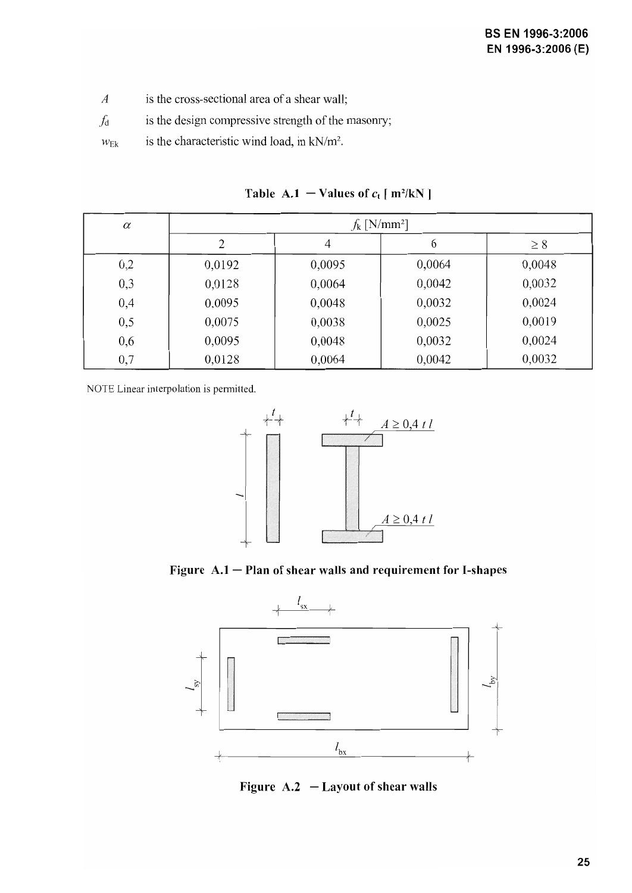$A$ is the cross-sectional area of a shear wall;

$f_d$ is the design compressive strength of the masonry;

$w_{Ek}$ is the characteristic wind load, in kN/m².

**Table A.1 — Values of $c_t$ [ m²/kN ]**

| $\alpha$ | $f_k$ [N/mm²] | | | |
|---|---|---|---|---|
| | 2 | 4 | 6 | ≥ 8 |
| 0,2 | 0,0192 | 0,0095 | 0,0064 | 0,0048 |
| 0,3 | 0,0128 | 0,0064 | 0,0042 | 0,0032 |
| 0,4 | 0,0095 | 0,0048 | 0,0032 | 0,0024 |
| 0,5 | 0,0075 | 0,0038 | 0,0025 | 0,0019 |
| 0,6 | 0,0095 | 0,0048 | 0,0032 | 0,0024 |
| 0,7 | 0,0128 | 0,0064 | 0,0042 | 0,0032 |

NOTE Linear interpolation is permitted.

$t$ $t$ $A \geq 0,4\,t\,l$

$l$

$A \geq 0,4\,t\,l$

**Figure A.1 — Plan of shear walls and requirement for I-shapes**

$l_{sx}$

$l_{sy}$ $l_{by}$

$l_{bx}$

**Figure A.2 — Layout of shear walls**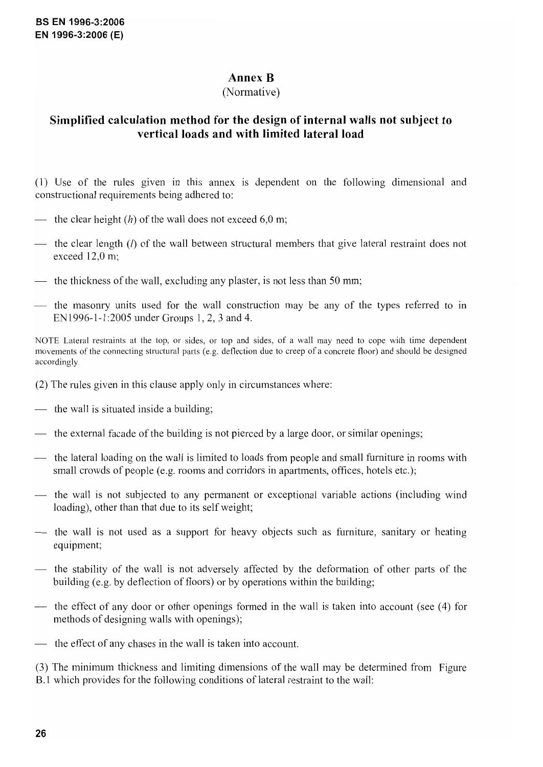# Annex B
(Normative)

## Simplified calculation method for the design of internal walls not subject to vertical loads and with limited lateral load

(1) Use of the rules given in this annex is dependent on the following dimensional and constructional requirements being adhered to:

— the clear height ($h$) of the wall does not exceed 6,0 m;

— the clear length ($l$) of the wall between structural members that give lateral restraint does not exceed 12,0 m;

— the thickness of the wall, excluding any plaster, is not less than 50 mm;

— the masonry units used for the wall construction may be any of the types referred to in EN1996-1-1:2005 under Groups 1, 2, 3 and 4.

NOTE Lateral restraints at the top, or sides, or top and sides, of a wall may need to cope with time dependent movements of the connecting structural parts (e.g. deflection due to creep of a concrete floor) and should be designed accordingly.

(2) The rules given in this clause apply only in circumstances where:

— the wall is situated inside a building;

— the external facade of the building is not pierced by a large door, or similar openings;

— the lateral loading on the wall is limited to loads from people and small furniture in rooms with small crowds of people (e.g. rooms and corridors in apartments, offices, hotels etc.);

— the wall is not subjected to any permanent or exceptional variable actions (including wind loading), other than that due to its self weight;

— the wall is not used as a support for heavy objects such as furniture, sanitary or heating equipment;

— the stability of the wall is not adversely affected by the deformation of other parts of the building (e.g. by deflection of floors) or by operations within the building;

— the effect of any door or other openings formed in the wall is taken into account (see (4) for methods of designing walls with openings);

— the effect of any chases in the wall is taken into account.

(3) The minimum thickness and limiting dimensions of the wall may be determined from Figure B.1 which provides for the following conditions of lateral restraint to the wall: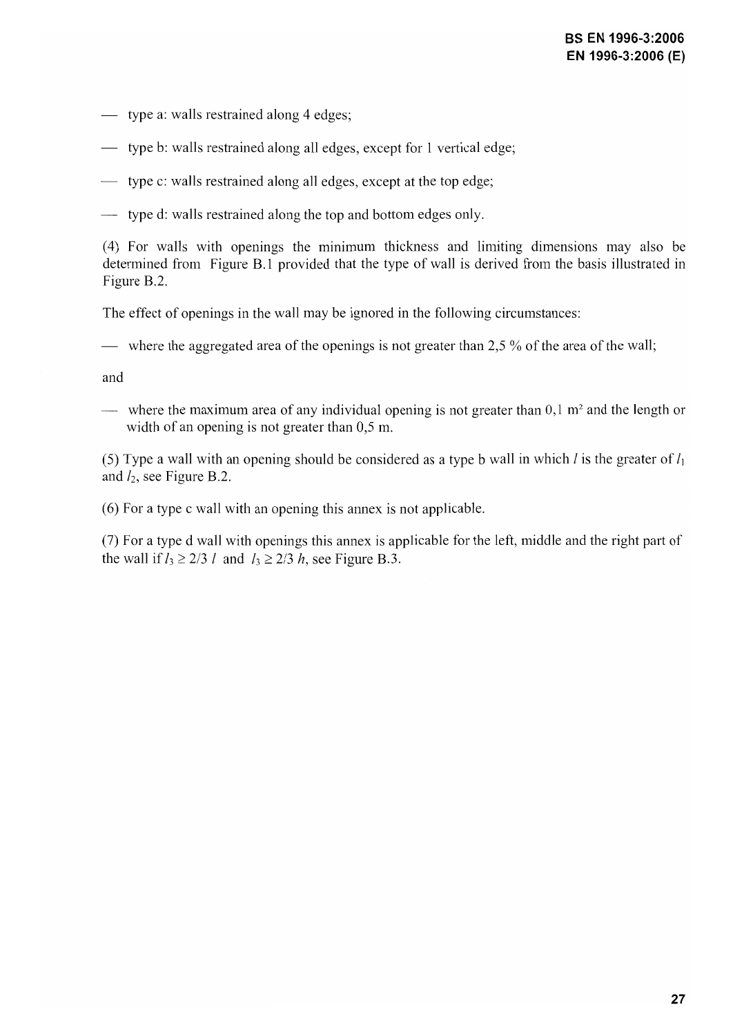- type a: walls restrained along 4 edges;
- type b: walls restrained along all edges, except for 1 vertical edge;
- type c: walls restrained along all edges, except at the top edge;
- type d: walls restrained along the top and bottom edges only.

(4) For walls with openings the minimum thickness and limiting dimensions may also be determined from Figure B.1 provided that the type of wall is derived from the basis illustrated in Figure B.2.

The effect of openings in the wall may be ignored in the following circumstances:

- where the aggregated area of the openings is not greater than 2,5 % of the area of the wall;

and

- where the maximum area of any individual opening is not greater than 0,1 $m^2$ and the length or width of an opening is not greater than 0,5 m.

(5) Type a wall with an opening should be considered as a type b wall in which $l$ is the greater of $l_1$ and $l_2$, see Figure B.2.

(6) For a type c wall with an opening this annex is not applicable.

(7) For a type d wall with openings this annex is applicable for the left, middle and the right part of the wall if $l_3 \geq 2/3\ l$ and $l_3 \geq 2/3\ h$, see Figure B.3.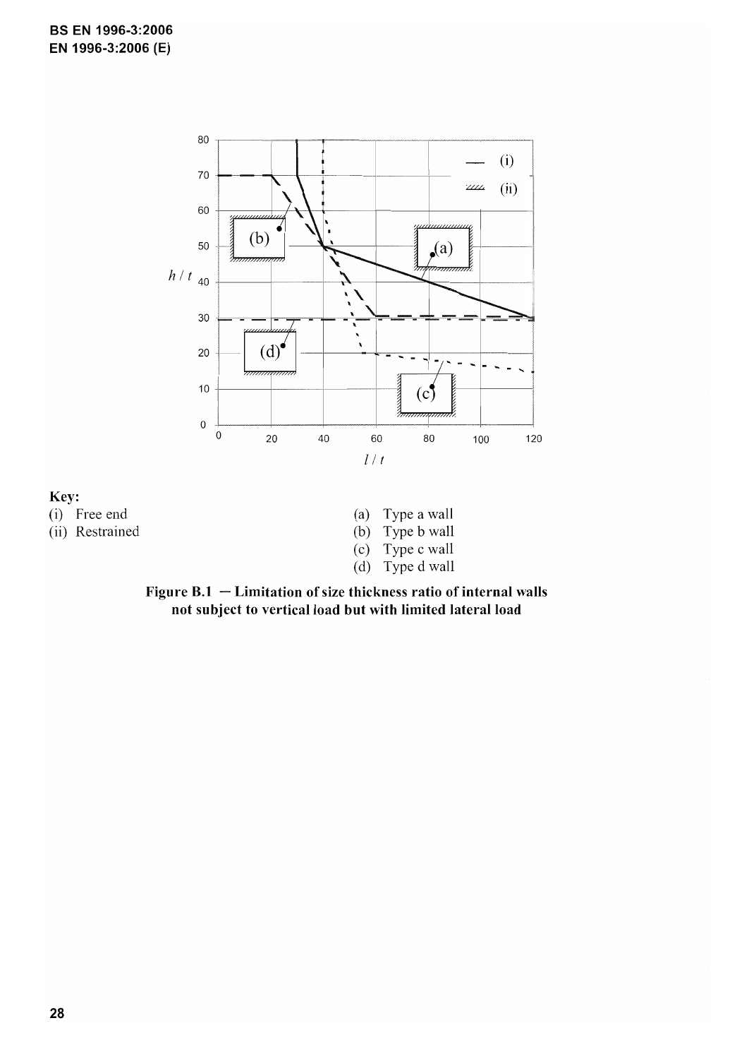Key:

(i) Free end

(ii) Restrained

(a) Type a wall

(b) Type b wall

(c) Type c wall

(d) Type d wall

**Figure B.1 — Limitation of size thickness ratio of internal walls not subject to vertical load but with limited lateral load**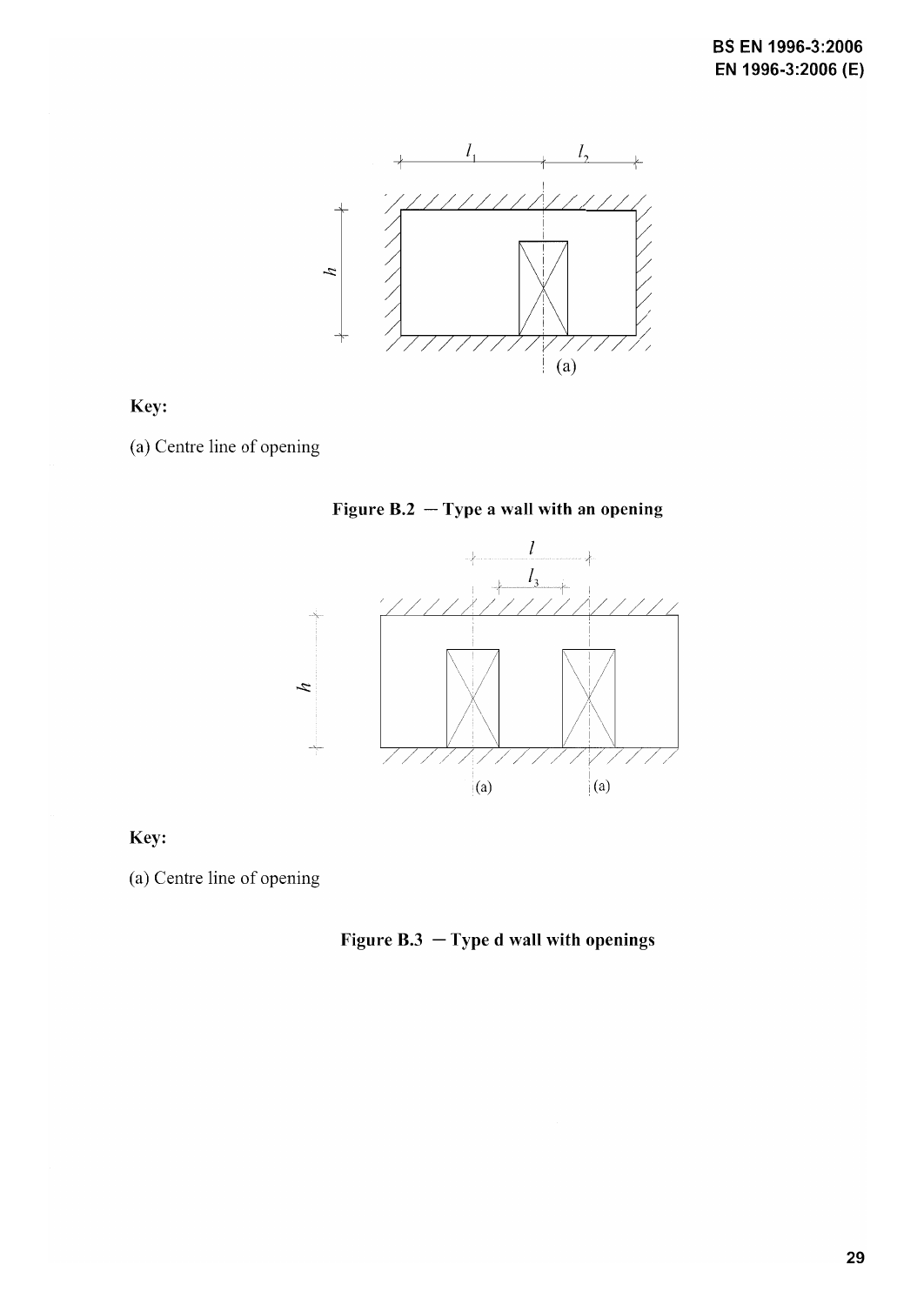Key:

(a) Centre line of opening

**Figure B.2 — Type a wall with an opening**

Key:

(a) Centre line of opening

**Figure B.3 — Type d wall with openings**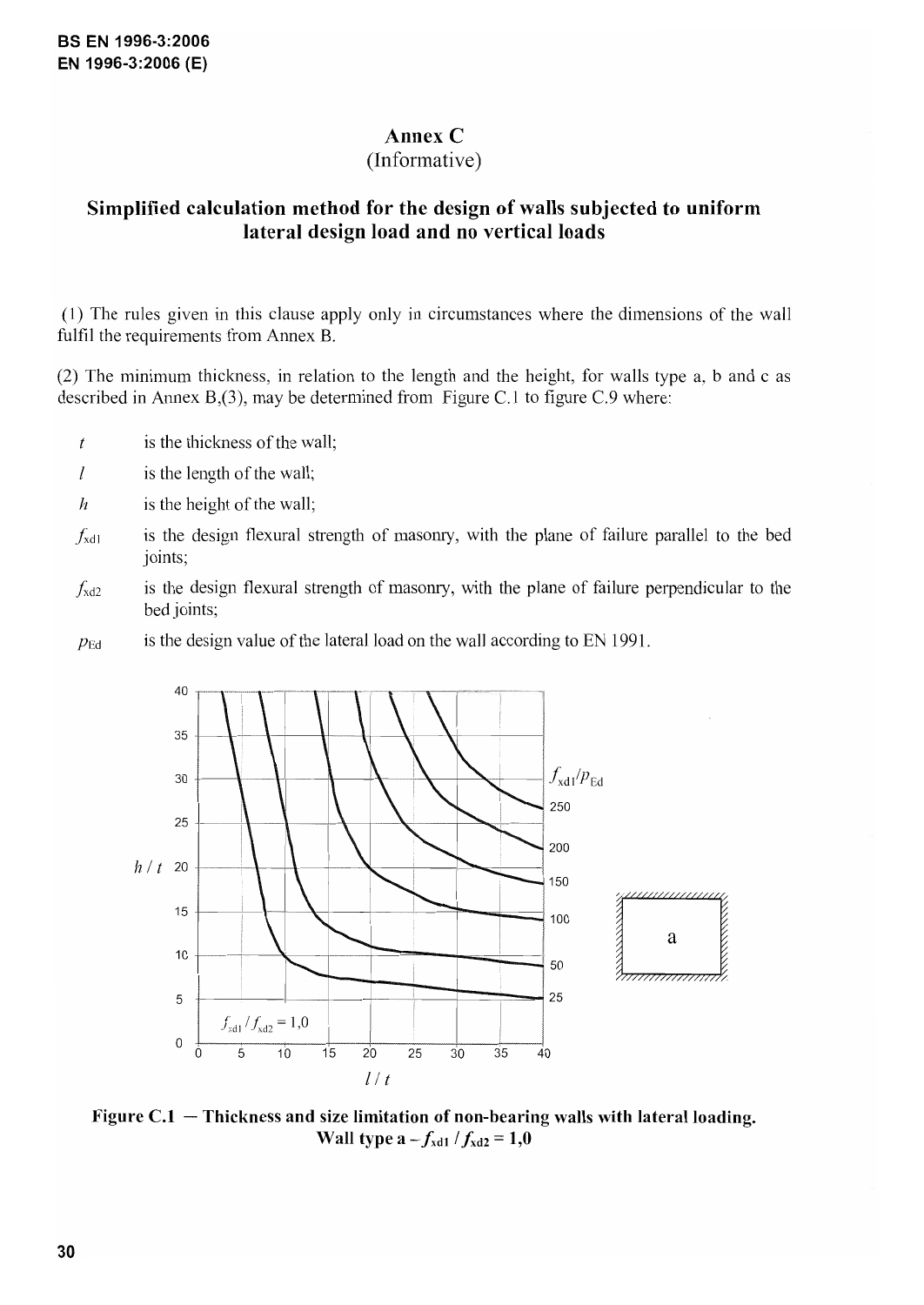# Annex C
(Informative)

## Simplified calculation method for the design of walls subjected to uniform lateral design load and no vertical loads

(1) The rules given in this clause apply only in circumstances where the dimensions of the wall fulfil the requirements from Annex B.

(2) The minimum thickness, in relation to the length and the height, for walls type a, b and c as described in Annex B,(3), may be determined from Figure C.1 to figure C.9 where:

- $t$ is the thickness of the wall;
- $l$ is the length of the wall;
- $h$ is the height of the wall;
- $f_{xd1}$ is the design flexural strength of masonry, with the plane of failure parallel to the bed joints;
- $f_{xd2}$ is the design flexural strength of masonry, with the plane of failure perpendicular to the bed joints;
- $p_{Ed}$ is the design value of the lateral load on the wall according to EN 1991.

**Figure C.1 — Thickness and size limitation of non-bearing walls with lateral loading. Wall type a – $f_{xd1} / f_{xd2} = 1,0$**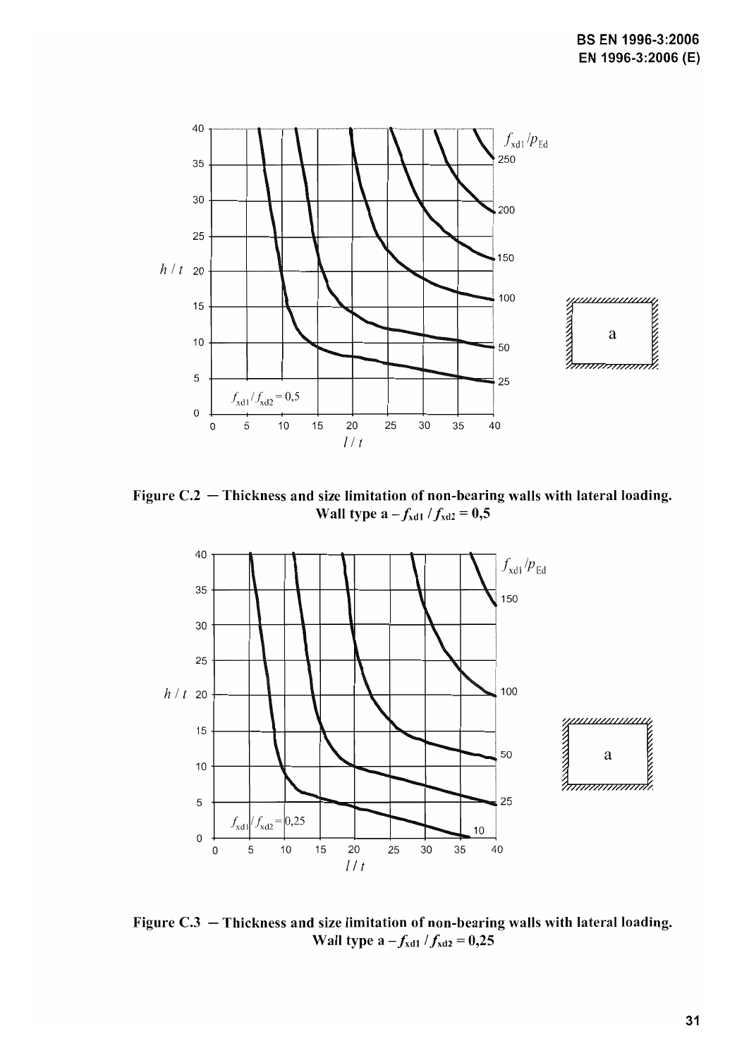Figure C.2 — Thickness and size limitation of non-bearing walls with lateral loading. Wall type a – $f_{xd1} / f_{xd2} = 0,5$

Figure C.3 — Thickness and size limitation of non-bearing walls with lateral loading. Wall type a – $f_{xd1} / f_{xd2} = 0,25$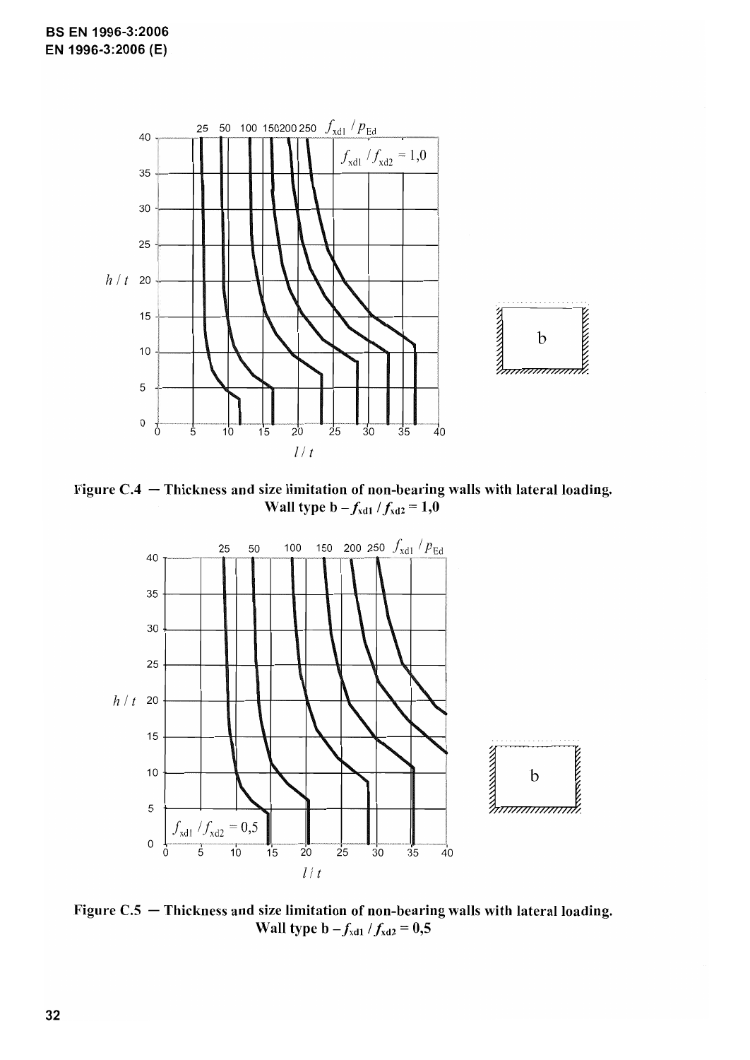Figure C.4 — Thickness and size limitation of non-bearing walls with lateral loading. Wall type b – $f_{xd1} / f_{xd2} = 1,0$

Figure C.5 — Thickness and size limitation of non-bearing walls with lateral loading. Wall type b – $f_{xd1} / f_{xd2} = 0,5$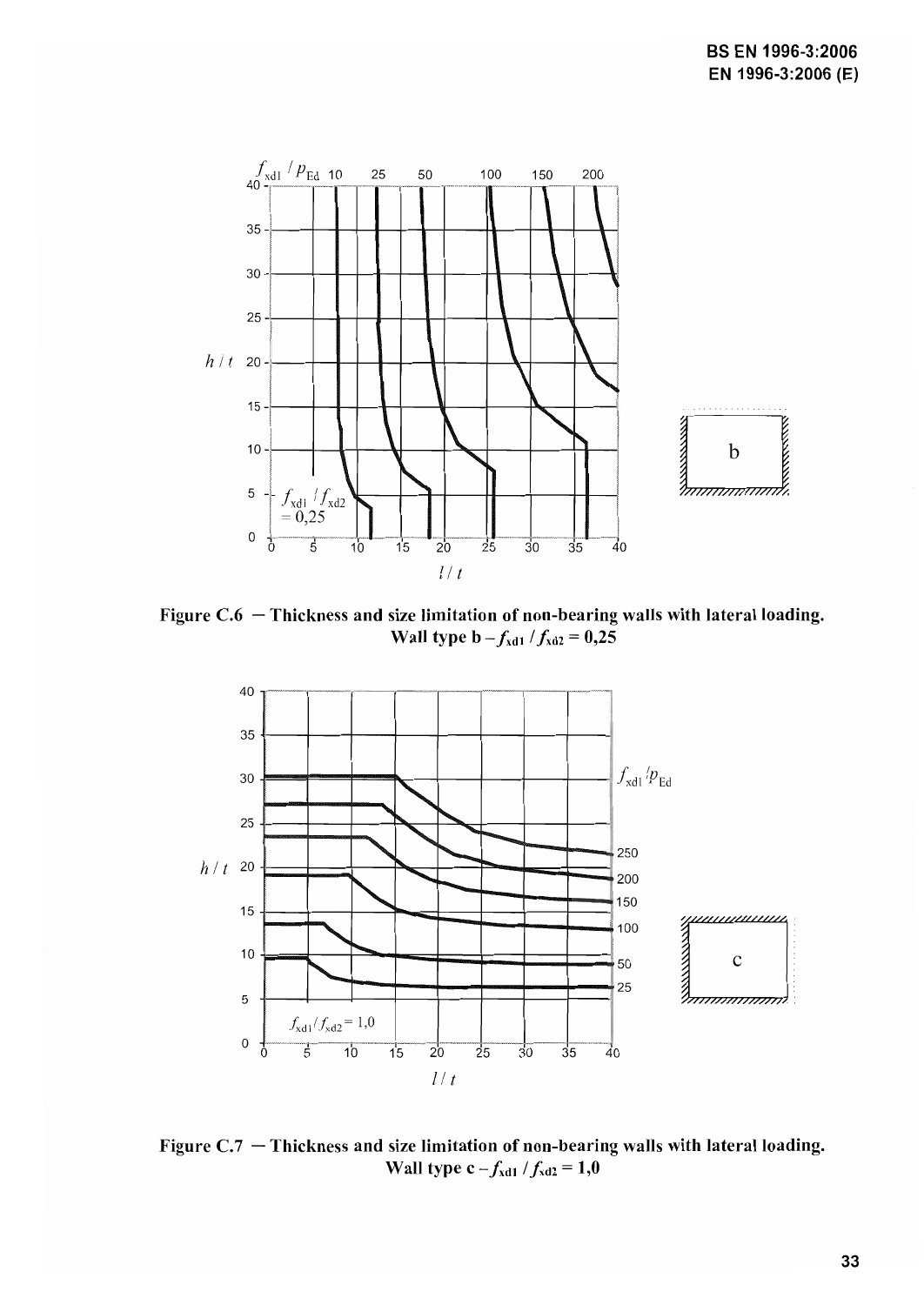Figure C.6 — Thickness and size limitation of non-bearing walls with lateral loading. Wall type b – $f_{xd1} / f_{xd2} = 0,25$

Figure C.7 — Thickness and size limitation of non-bearing walls with lateral loading. Wall type c – $f_{xd1} / f_{xd2} = 1,0$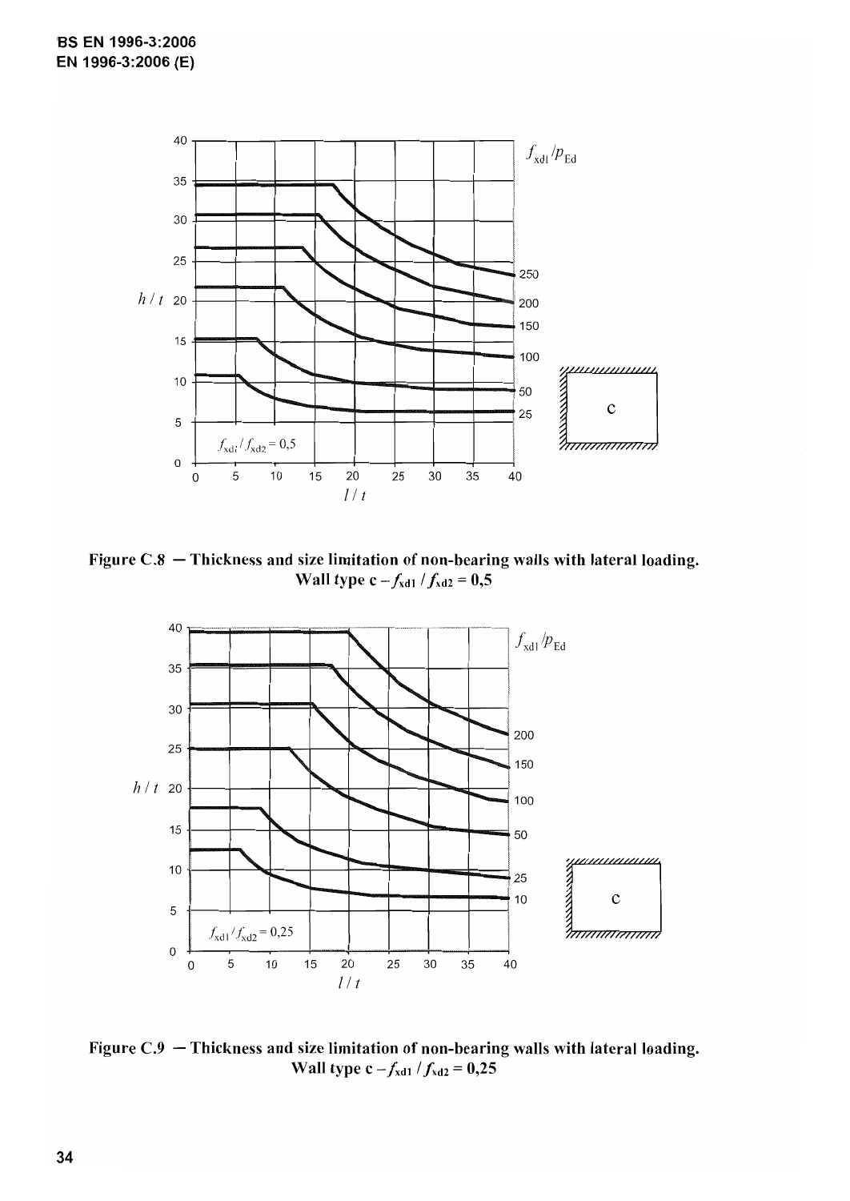Figure C.8 — Thickness and size limitation of non-bearing walls with lateral loading. Wall type c – $f_{xd1} / f_{xd2} = 0,5$

Figure C.9 — Thickness and size limitation of non-bearing walls with lateral loading. Wall type c – $f_{xd1} / f_{xd2} = 0,25$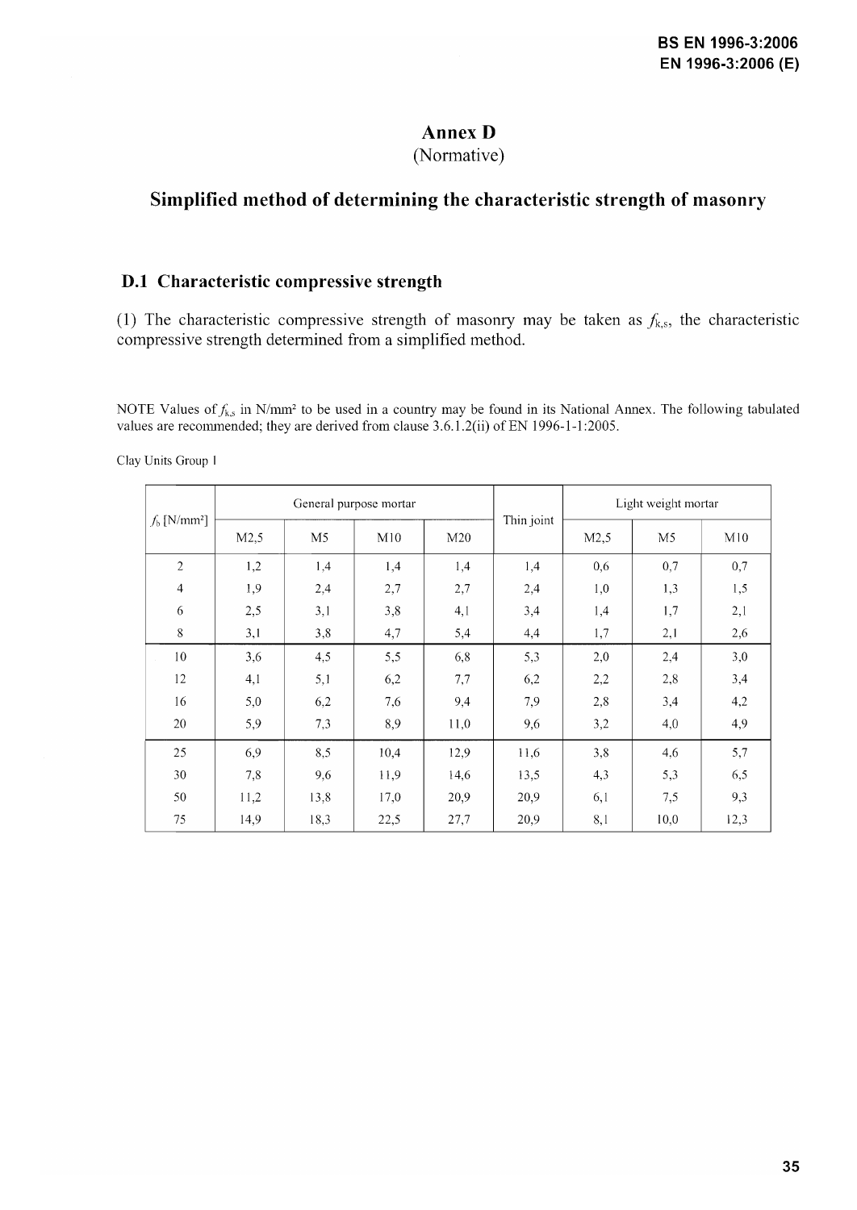# Annex D
(Normative)

## Simplified method of determining the characteristic strength of masonry

### D.1 Characteristic compressive strength

(1) The characteristic compressive strength of masonry may be taken as $f_{k,s}$, the characteristic compressive strength determined from a simplified method.

NOTE Values of $f_{k,s}$ in N/mm² to be used in a country may be found in its National Annex. The following tabulated values are recommended; they are derived from clause 3.6.1.2(ii) of EN 1996-1-1:2005.

Clay Units Group 1

| $f_b$ [N/mm²] | General purpose mortar | | | | Thin joint | Light weight mortar | | |
|---|---|---|---|---|---|---|---|---|
| | M2,5 | M5 | M10 | M20 | | M2,5 | M5 | M10 |
| 2 | 1,2 | 1,4 | 1,4 | 1,4 | 1,4 | 0,6 | 0,7 | 0,7 |
| 4 | 1,9 | 2,4 | 2,7 | 2,7 | 2,4 | 1,0 | 1,3 | 1,5 |
| 6 | 2,5 | 3,1 | 3,8 | 4,1 | 3,4 | 1,4 | 1,7 | 2,1 |
| 8 | 3,1 | 3,8 | 4,7 | 5,4 | 4,4 | 1,7 | 2,1 | 2,6 |
| 10 | 3,6 | 4,5 | 5,5 | 6,8 | 5,3 | 2,0 | 2,4 | 3,0 |
| 12 | 4,1 | 5,1 | 6,2 | 7,7 | 6,2 | 2,2 | 2,8 | 3,4 |
| 16 | 5,0 | 6,2 | 7,6 | 9,4 | 7,9 | 2,8 | 3,4 | 4,2 |
| 20 | 5,9 | 7,3 | 8,9 | 11,0 | 9,6 | 3,2 | 4,0 | 4,9 |
| 25 | 6,9 | 8,5 | 10,4 | 12,9 | 11,6 | 3,8 | 4,6 | 5,7 |
| 30 | 7,8 | 9,6 | 11,9 | 14,6 | 13,5 | 4,3 | 5,3 | 6,5 |
| 50 | 11,2 | 13,8 | 17,0 | 20,9 | 20,9 | 6,1 | 7,5 | 9,3 |
| 75 | 14,9 | 18,3 | 22,5 | 27,7 | 20,9 | 8,1 | 10,0 | 12,3 |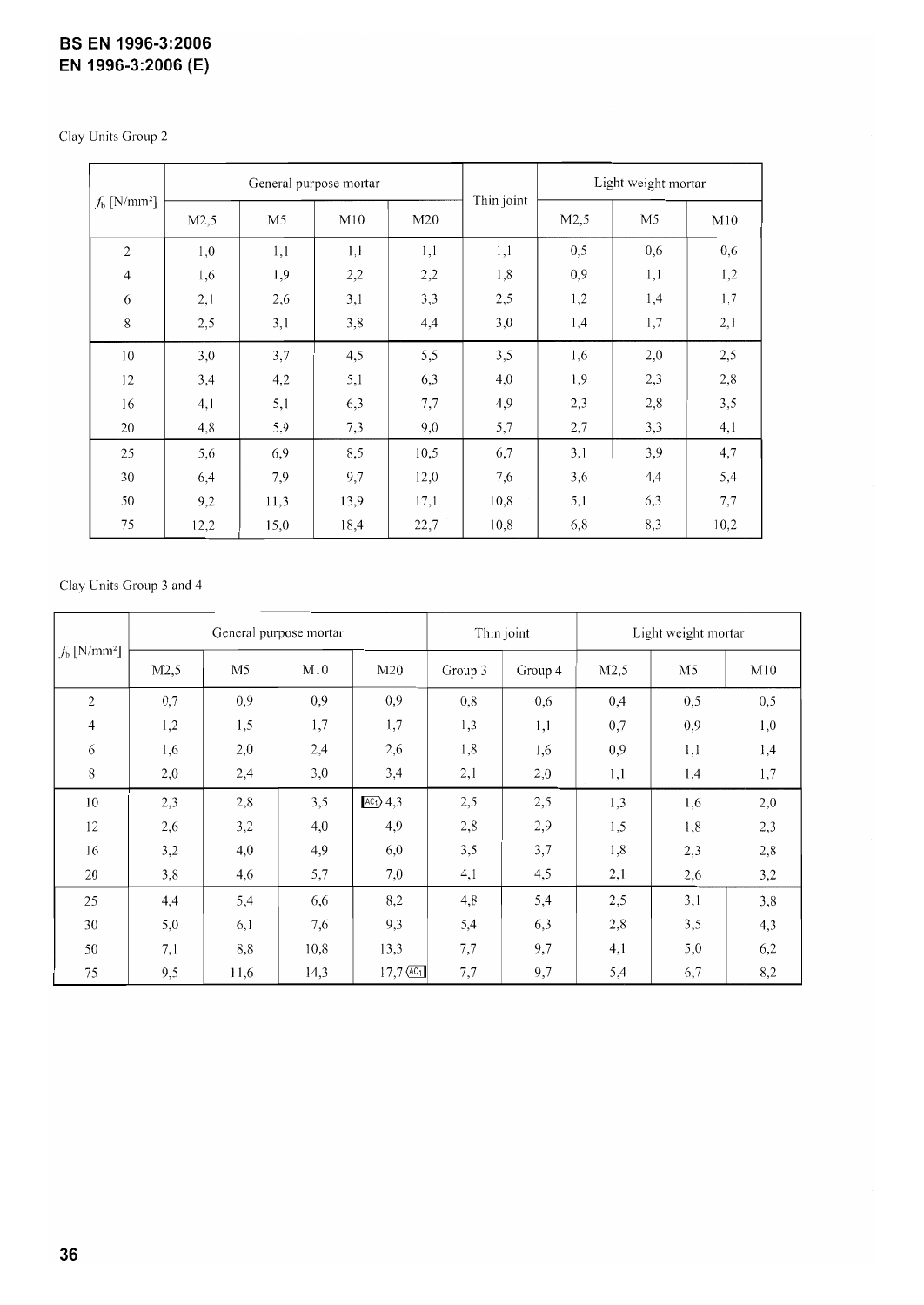Clay Units Group 2

| $f_b$ [N/mm²] | General purpose mortar | | | | Thin joint | Light weight mortar | | |
|---|---|---|---|---|---|---|---|---|
| | M2,5 | M5 | M10 | M20 | | M2,5 | M5 | M10 |
| 2 | 1,0 | 1,1 | 1,1 | 1,1 | 1,1 | 0,5 | 0,6 | 0,6 |
| 4 | 1,6 | 1,9 | 2,2 | 2,2 | 1,8 | 0,9 | 1,1 | 1,2 |
| 6 | 2,1 | 2,6 | 3,1 | 3,3 | 2,5 | 1,2 | 1,4 | 1,7 |
| 8 | 2,5 | 3,1 | 3,8 | 4,4 | 3,0 | 1,4 | 1,7 | 2,1 |
| 10 | 3,0 | 3,7 | 4,5 | 5,5 | 3,5 | 1,6 | 2,0 | 2,5 |
| 12 | 3,4 | 4,2 | 5,1 | 6,3 | 4,0 | 1,9 | 2,3 | 2,8 |
| 16 | 4,1 | 5,1 | 6,3 | 7,7 | 4,9 | 2,3 | 2,8 | 3,5 |
| 20 | 4,8 | 5,9 | 7,3 | 9,0 | 5,7 | 2,7 | 3,3 | 4,1 |
| 25 | 5,6 | 6,9 | 8,5 | 10,5 | 6,7 | 3,1 | 3,9 | 4,7 |
| 30 | 6,4 | 7,9 | 9,7 | 12,0 | 7,6 | 3,6 | 4,4 | 5,4 |
| 50 | 9,2 | 11,3 | 13,9 | 17,1 | 10,8 | 5,1 | 6,3 | 7,7 |
| 75 | 12,2 | 15,0 | 18,4 | 22,7 | 10,8 | 6,8 | 8,3 | 10,2 |

Clay Units Group 3 and 4

| $f_b$ [N/mm²] | General purpose mortar | | | | Thin joint | | Light weight mortar | | |
|---|---|---|---|---|---|---|---|---|---|
| | M2,5 | M5 | M10 | M20 | Group 3 | Group 4 | M2,5 | M5 | M10 |
| 2 | 0,7 | 0,9 | 0,9 | 0,9 | 0,8 | 0,6 | 0,4 | 0,5 | 0,5 |
| 4 | 1,2 | 1,5 | 1,7 | 1,7 | 1,3 | 1,1 | 0,7 | 0,9 | 1,0 |
| 6 | 1,6 | 2,0 | 2,4 | 2,6 | 1,8 | 1,6 | 0,9 | 1,1 | 1,4 |
| 8 | 2,0 | 2,4 | 3,0 | 3,4 | 2,1 | 2,0 | 1,1 | 1,4 | 1,7 |
| 10 | 2,3 | 2,8 | 3,5 | [AC1) 4,3 | 2,5 | 2,5 | 1,3 | 1,6 | 2,0 |
| 12 | 2,6 | 3,2 | 4,0 | 4,9 | 2,8 | 2,9 | 1,5 | 1,8 | 2,3 |
| 16 | 3,2 | 4,0 | 4,9 | 6,0 | 3,5 | 3,7 | 1,8 | 2,3 | 2,8 |
| 20 | 3,8 | 4,6 | 5,7 | 7,0 | 4,1 | 4,5 | 2,1 | 2,6 | 3,2 |
| 25 | 4,4 | 5,4 | 6,6 | 8,2 | 4,8 | 5,4 | 2,5 | 3,1 | 3,8 |
| 30 | 5,0 | 6,1 | 7,6 | 9,3 | 5,4 | 6,3 | 2,8 | 3,5 | 4,3 |
| 50 | 7,1 | 8,8 | 10,8 | 13,3 | 7,7 | 9,7 | 4,1 | 5,0 | 6,2 |
| 75 | 9,5 | 11,6 | 14,3 | 17,7 (AC1] | 7,7 | 9,7 | 5,4 | 6,7 | 8,2 |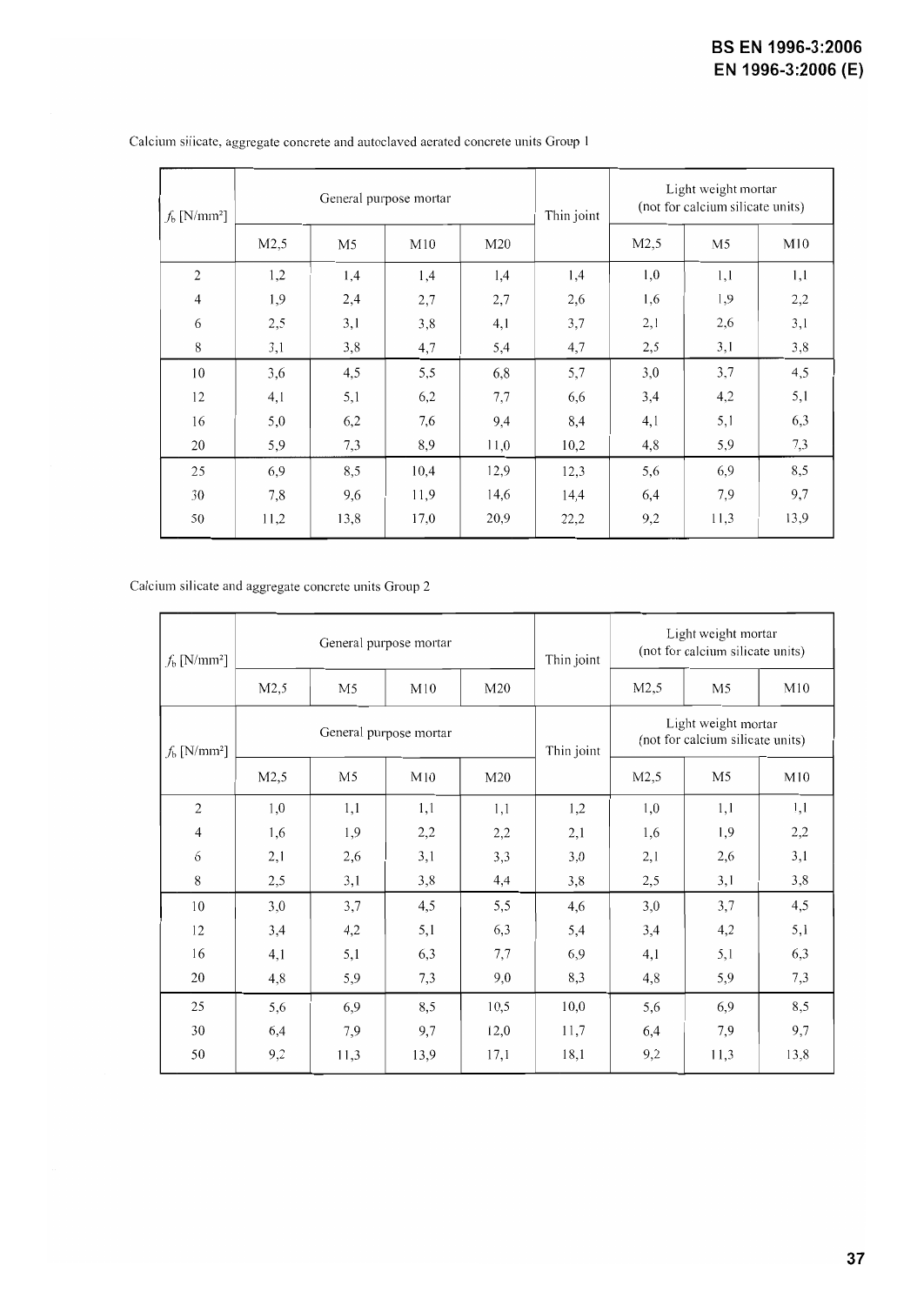Calcium silicate, aggregate concrete and autoclaved aerated concrete units Group 1

| $f_b$ [N/mm²] | General purpose mortar | | | | Thin joint | Light weight mortar (not for calcium silicate units) | | |
|---|---|---|---|---|---|---|---|---|
| | M2,5 | M5 | M10 | M20 | | M2,5 | M5 | M10 |
| 2 | 1,2 | 1,4 | 1,4 | 1,4 | 1,4 | 1,0 | 1,1 | 1,1 |
| 4 | 1,9 | 2,4 | 2,7 | 2,7 | 2,6 | 1,6 | 1,9 | 2,2 |
| 6 | 2,5 | 3,1 | 3,8 | 4,1 | 3,7 | 2,1 | 2,6 | 3,1 |
| 8 | 3,1 | 3,8 | 4,7 | 5,4 | 4,7 | 2,5 | 3,1 | 3,8 |
| 10 | 3,6 | 4,5 | 5,5 | 6,8 | 5,7 | 3,0 | 3,7 | 4,5 |
| 12 | 4,1 | 5,1 | 6,2 | 7,7 | 6,6 | 3,4 | 4,2 | 5,1 |
| 16 | 5,0 | 6,2 | 7,6 | 9,4 | 8,4 | 4,1 | 5,1 | 6,3 |
| 20 | 5,9 | 7,3 | 8,9 | 11,0 | 10,2 | 4,8 | 5,9 | 7,3 |
| 25 | 6,9 | 8,5 | 10,4 | 12,9 | 12,3 | 5,6 | 6,9 | 8,5 |
| 30 | 7,8 | 9,6 | 11,9 | 14,6 | 14,4 | 6,4 | 7,9 | 9,7 |
| 50 | 11,2 | 13,8 | 17,0 | 20,9 | 22,2 | 9,2 | 11,3 | 13,9 |

Calcium silicate and aggregate concrete units Group 2

| $f_b$ [N/mm²] | General purpose mortar | | | | Thin joint | Light weight mortar (not for calcium silicate units) | | |
|---|---|---|---|---|---|---|---|---|
| | M2,5 | M5 | M10 | M20 | | M2,5 | M5 | M10 |
| $f_b$ [N/mm²] | General purpose mortar | | | | Thin joint | Light weight mortar (not for calcium silicate units) | | |
| | M2,5 | M5 | M10 | M20 | | M2,5 | M5 | M10 |
| 2 | 1,0 | 1,1 | 1,1 | 1,1 | 1,2 | 1,0 | 1,1 | 1,1 |
| 4 | 1,6 | 1,9 | 2,2 | 2,2 | 2,1 | 1,6 | 1,9 | 2,2 |
| 6 | 2,1 | 2,6 | 3,1 | 3,3 | 3,0 | 2,1 | 2,6 | 3,1 |
| 8 | 2,5 | 3,1 | 3,8 | 4,4 | 3,8 | 2,5 | 3,1 | 3,8 |
| 10 | 3,0 | 3,7 | 4,5 | 5,5 | 4,6 | 3,0 | 3,7 | 4,5 |
| 12 | 3,4 | 4,2 | 5,1 | 6,3 | 5,4 | 3,4 | 4,2 | 5,1 |
| 16 | 4,1 | 5,1 | 6,3 | 7,7 | 6,9 | 4,1 | 5,1 | 6,3 |
| 20 | 4,8 | 5,9 | 7,3 | 9,0 | 8,3 | 4,8 | 5,9 | 7,3 |
| 25 | 5,6 | 6,9 | 8,5 | 10,5 | 10,0 | 5,6 | 6,9 | 8,5 |
| 30 | 6,4 | 7,9 | 9,7 | 12,0 | 11,7 | 6,4 | 7,9 | 9,7 |
| 50 | 9,2 | 11,3 | 13,9 | 17,1 | 18,1 | 9,2 | 11,3 | 13,8 |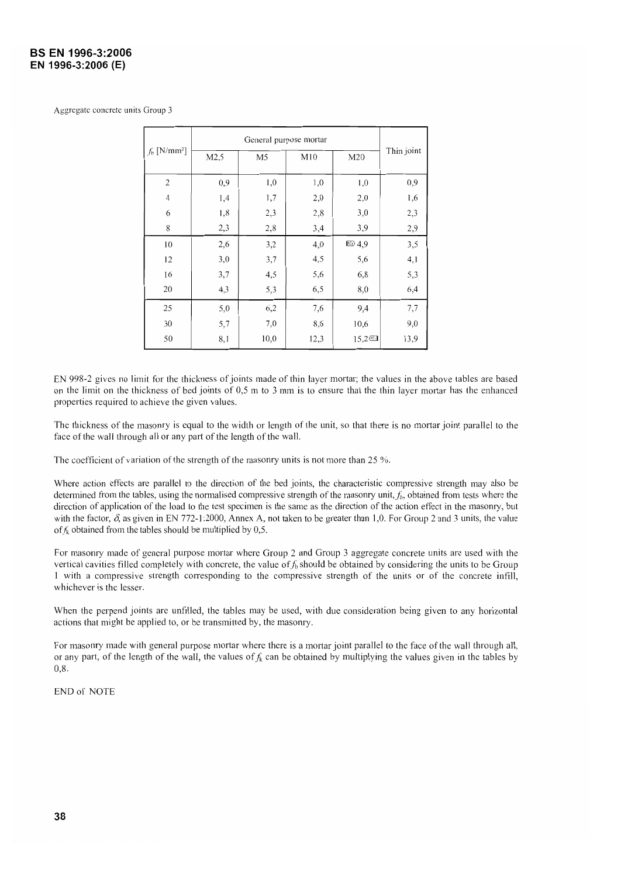Aggregate concrete units Group 3

| $f_b$ [N/mm²] | General purpose mortar | | | | Thin joint |
|---|---|---|---|---|---|
| | M2,5 | M5 | M10 | M20 | |
| 2 | 0,9 | 1,0 | 1,0 | 1,0 | 0,9 |
| 4 | 1,4 | 1,7 | 2,0 | 2,0 | 1,6 |
| 6 | 1,8 | 2,3 | 2,8 | 3,0 | 2,3 |
| 8 | 2,3 | 2,8 | 3,4 | 3,9 | 2,9 |
| 10 | 2,6 | 3,2 | 4,0 | 4,9 | 3,5 |
| 12 | 3,0 | 3,7 | 4,5 | 5,6 | 4,1 |
| 16 | 3,7 | 4,5 | 5,6 | 6,8 | 5,3 |
| 20 | 4,3 | 5,3 | 6,5 | 8,0 | 6,4 |
| 25 | 5,0 | 6,2 | 7,6 | 9,4 | 7,7 |
| 30 | 5,7 | 7,0 | 8,6 | 10,6 | 9,0 |
| 50 | 8,1 | 10,0 | 12,3 | 15,2 | 13,9 |

EN 998-2 gives no limit for the thickness of joints made of thin layer mortar; the values in the above tables are based on the limit on the thickness of bed joints of 0,5 m to 3 mm is to ensure that the thin layer mortar has the enhanced properties required to achieve the given values.

The thickness of the masonry is equal to the width or length of the unit, so that there is no mortar joint parallel to the face of the wall through all or any part of the length of the wall.

The coefficient of variation of the strength of the masonry units is not more than 25 %.

Where action effects are parallel to the direction of the bed joints, the characteristic compressive strength may also be determined from the tables, using the normalised compressive strength of the masonry unit, $f_b$, obtained from tests where the direction of application of the load to the test specimen is the same as the direction of the action effect in the masonry, but with the factor, $\delta$, as given in EN 772-1:2000, Annex A, not taken to be greater than 1,0. For Group 2 and 3 units, the value of $f_k$ obtained from the tables should be multiplied by 0,5.

For masonry made of general purpose mortar where Group 2 and Group 3 aggregate concrete units are used with the vertical cavities filled completely with concrete, the value of $f_b$ should be obtained by considering the units to be Group 1 with a compressive strength corresponding to the compressive strength of the units or of the concrete infill, whichever is the lesser.

When the perpend joints are unfilled, the tables may be used, with due consideration being given to any horizontal actions that might be applied to, or be transmitted by, the masonry.

For masonry made with general purpose mortar where there is a mortar joint parallel to the face of the wall through all, or any part, of the length of the wall, the values of $f_k$ can be obtained by multiplying the values given in the tables by 0,8.

END of NOTE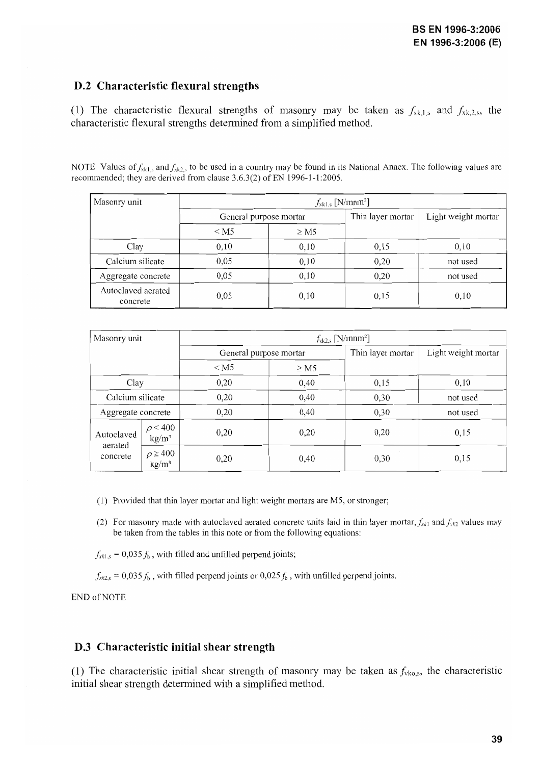## D.2 Characteristic flexural strengths

(1) The characteristic flexural strengths of masonry may be taken as $f_{xk,1,s}$ and $f_{xk,2,s}$, the characteristic flexural strengths determined from a simplified method.

NOTE Values of $f_{xk1,s}$ and $f_{xk2,s}$ to be used in a country may be found in its National Annex. The following values are recommended; they are derived from clause 3.6.3(2) of EN 1996-1-1:2005.

| Masonry unit | $f_{xk1,s}$ [N/mm²] | | | |
|---|---|---|---|---|
| | General purpose mortar | | Thin layer mortar | Light weight mortar |
| | < M5 | ≥ M5 | | |
| Clay | 0,10 | 0,10 | 0,15 | 0,10 |
| Calcium silicate | 0,05 | 0,10 | 0,20 | not used |
| Aggregate concrete | 0,05 | 0,10 | 0,20 | not used |
| Autoclaved aerated concrete | 0,05 | 0,10 | 0,15 | 0,10 |

| Masonry unit | | $f_{xk2,s}$ [N/mm²] | | | |
|---|---|---|---|---|---|
| | | General purpose mortar | | Thin layer mortar | Light weight mortar |
| | | < M5 | ≥ M5 | | |
| Clay | | 0,20 | 0,40 | 0,15 | 0,10 |
| Calcium silicate | | 0,20 | 0,40 | 0,30 | not used |
| Aggregate concrete | | 0,20 | 0,40 | 0,30 | not used |
| Autoclaved aerated concrete | $\rho$ < 400 kg/m³ | 0,20 | 0,20 | 0,20 | 0,15 |
| | $\rho$ ≥ 400 kg/m³ | 0,20 | 0,40 | 0,30 | 0,15 |

(1) Provided that thin layer mortar and light weight mortars are M5, or stronger;

(2) For masonry made with autoclaved aerated concrete units laid in thin layer mortar, $f_{xk1}$ and $f_{xk2}$ values may be taken from the tables in this note or from the following equations:

$f_{xk1,s} = 0{,}035 f_b$, with filled and unfilled perpend joints;

$f_{xk2,s} = 0{,}035 f_b$, with filled perpend joints or $0{,}025 f_b$, with unfilled perpend joints.

END of NOTE

## D.3 Characteristic initial shear strength

(1) The characteristic initial shear strength of masonry may be taken as $f_{vko,s}$, the characteristic initial shear strength determined with a simplified method.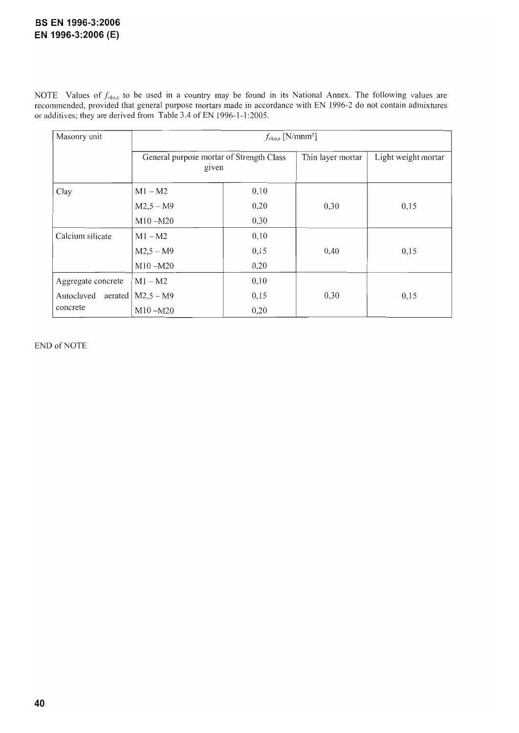NOTE Values of $f_{vko,s}$ to be used in a country may be found in its National Annex. The following values are recommended, provided that general purpose mortars made in accordance with EN 1996-2 do not contain admixtures or additives; they are derived from Table 3.4 of EN 1996-1-1:2005.

| Masonry unit | $f_{vko,s}$ [N/mm²] | | | |
|---|---|---|---|---|
| | General purpose mortar of Strength Class given | | Thin layer mortar | Light weight mortar |
| Clay | M1 – M2 | 0,10 | 0,30 | 0,15 |
| | M2,5 – M9 | 0,20 | | |
| | M10 –M20 | 0,30 | | |
| Calcium silicate | M1 – M2 | 0,10 | 0,40 | 0,15 |
| | M2,5 – M9 | 0,15 | | |
| | M10 –M20 | 0,20 | | |
| Aggregate concrete Autoclaved aerated concrete | M1 – M2 | 0,10 | 0,30 | 0,15 |
| | M2,5 – M9 | 0,15 | | |
| | M10 –M20 | 0,20 | | |

END of NOTE